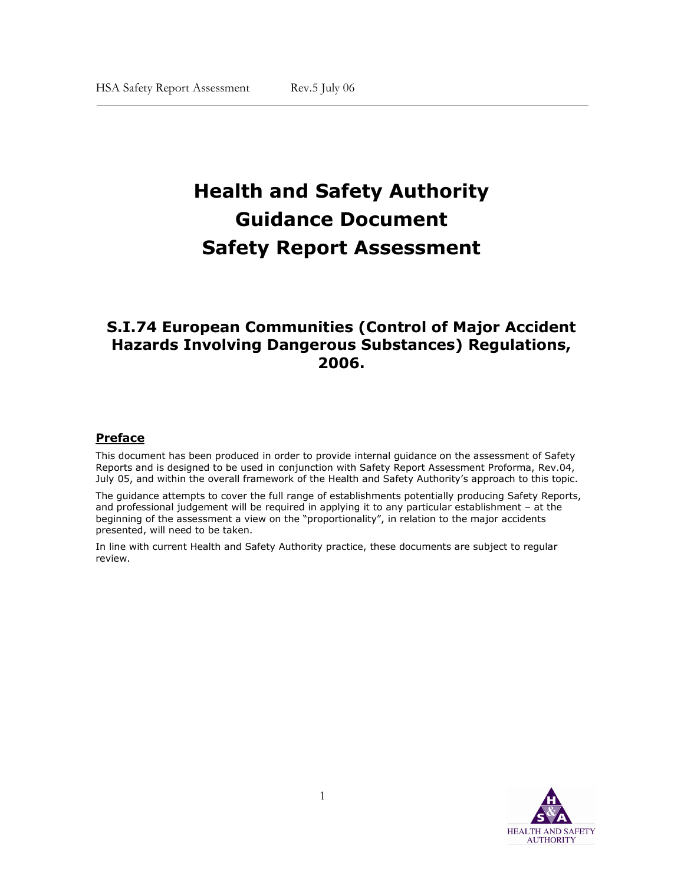# Health and Safety Authority Guidance Document Safety Report Assessment

## S.I.74 European Communities (Control of Major Accident Hazards Involving Dangerous Substances) Regulations, 2006.

### Preface

This document has been produced in order to provide internal guidance on the assessment of Safety Reports and is designed to be used in conjunction with Safety Report Assessment Proforma, Rev.04, July 05, and within the overall framework of the Health and Safety Authority's approach to this topic.

The guidance attempts to cover the full range of establishments potentially producing Safety Reports, and professional judgement will be required in applying it to any particular establishment – at the beginning of the assessment a view on the "proportionality", in relation to the major accidents presented, will need to be taken.

In line with current Health and Safety Authority practice, these documents are subject to regular review.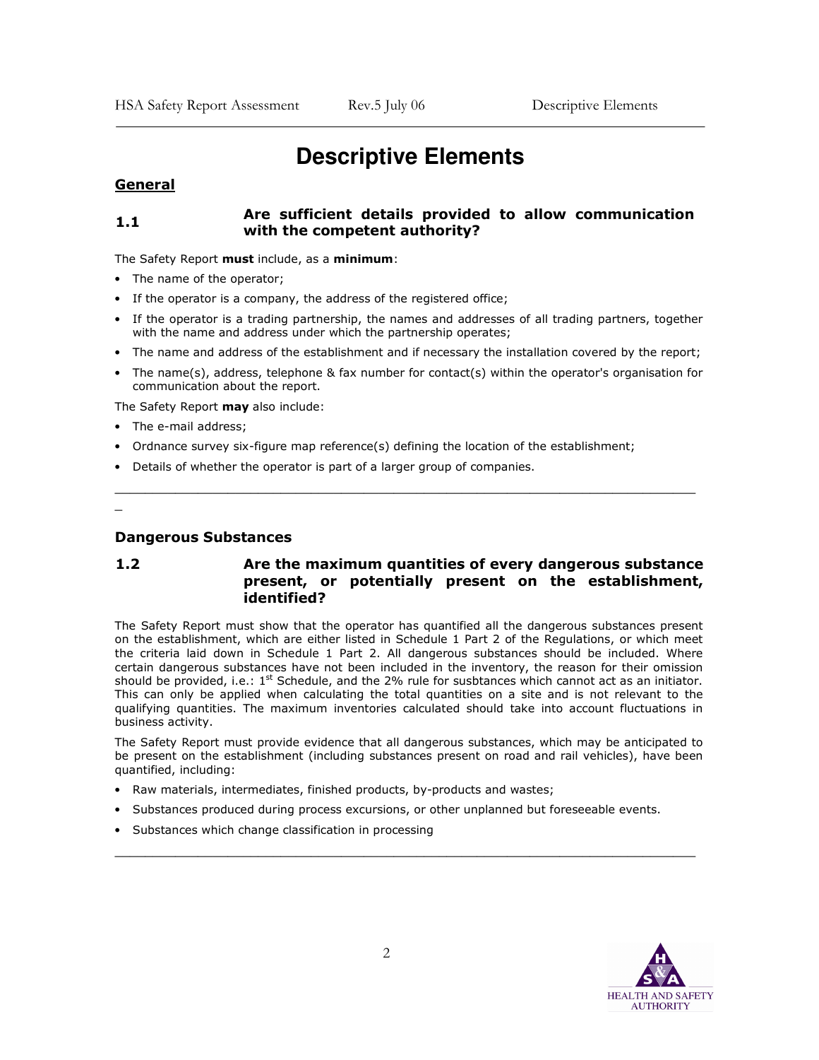# Descriptive Elements

## General

### 1.1 Are sufficient details provided to allow communication with the competent authority?

The Safety Report **must** include, as a **minimum**:

- The name of the operator;
- If the operator is a company, the address of the registered office;
- If the operator is a trading partnership, the names and addresses of all trading partners, together with the name and address under which the partnership operates;
- The name and address of the establishment and if necessary the installation covered by the report;
- The name(s), address, telephone & fax number for contact(s) within the operator's organisation for communication about the report.

The Safety Report **may** also include:

- The e-mail address;
- Ordnance survey six-figure map reference(s) defining the location of the establishment;
- Details of whether the operator is part of a larger group of companies.

---

## Dangerous Substances

### 1.2 Are the maximum quantities of every dangerous substance present, or potentially present on the establishment, identified?

The Safety Report must show that the operator has quantified all the dangerous substances present on the establishment, which are either listed in Schedule 1 Part 2 of the Regulations, or which meet the criteria laid down in Schedule 1 Part 2. All dangerous substances should be included. Where certain dangerous substances have not been included in the inventory, the reason for their omission should be provided, i.e.: 1st Schedule, and the 2% rule for susbtances which cannot act as an initiator. This can only be applied when calculating the total quantities on a site and is not relevant to the qualifying quantities. The maximum inventories calculated should take into account fluctuations in business activity.

The Safety Report must provide evidence that all dangerous substances, which may be anticipated to be present on the establishment (including substances present on road and rail vehicles), have been quantified, including:

- Raw materials, intermediates, finished products, by-products and wastes;
- Substances produced during process excursions, or other unplanned but foreseeable events.
- Substances which change classification in processing

---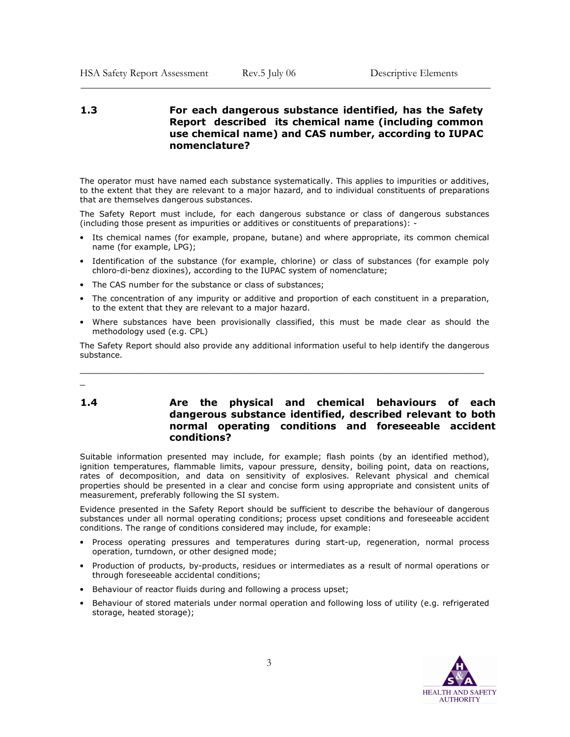### 1.3 For each dangerous substance identified, has the Safety Report described its chemical name (including common use chemical name) and CAS number, according to IUPAC nomenclature?

The operator must have named each substance systematically. This applies to impurities or additives, to the extent that they are relevant to a major hazard, and to individual constituents of preparations that are themselves dangerous substances.

The Safety Report must include, for each dangerous substance or class of dangerous substances (including those present as impurities or additives or constituents of preparations): -

- Its chemical names (for example, propane, butane) and where appropriate, its common chemical name (for example, LPG);
- Identification of the substance (for example, chlorine) or class of substances (for example poly chloro-di-benz dioxines), according to the IUPAC system of nomenclature;
- The CAS number for the substance or class of substances;
- The concentration of any impurity or additive and proportion of each constituent in a preparation, to the extent that they are relevant to a major hazard.
- Where substances have been provisionally classified, this must be made clear as should the methodology used (e.g. CPL)

The Safety Report should also provide any additional information useful to help identify the dangerous substance.

---

### 1.4 Are the physical and chemical behaviours of each dangerous substance identified, described relevant to both normal operating conditions and foreseeable accident conditions?

Suitable information presented may include, for example; flash points (by an identified method), ignition temperatures, flammable limits, vapour pressure, density, boiling point, data on reactions, rates of decomposition, and data on sensitivity of explosives. Relevant physical and chemical properties should be presented in a clear and concise form using appropriate and consistent units of measurement, preferably following the SI system.

Evidence presented in the Safety Report should be sufficient to describe the behaviour of dangerous substances under all normal operating conditions; process upset conditions and foreseeable accident conditions. The range of conditions considered may include, for example:

- Process operating pressures and temperatures during start-up, regeneration, normal process operation, turndown, or other designed mode;
- Production of products, by-products, residues or intermediates as a result of normal operations or through foreseeable accidental conditions;
- Behaviour of reactor fluids during and following a process upset;
- Behaviour of stored materials under normal operation and following loss of utility (e.g. refrigerated storage, heated storage);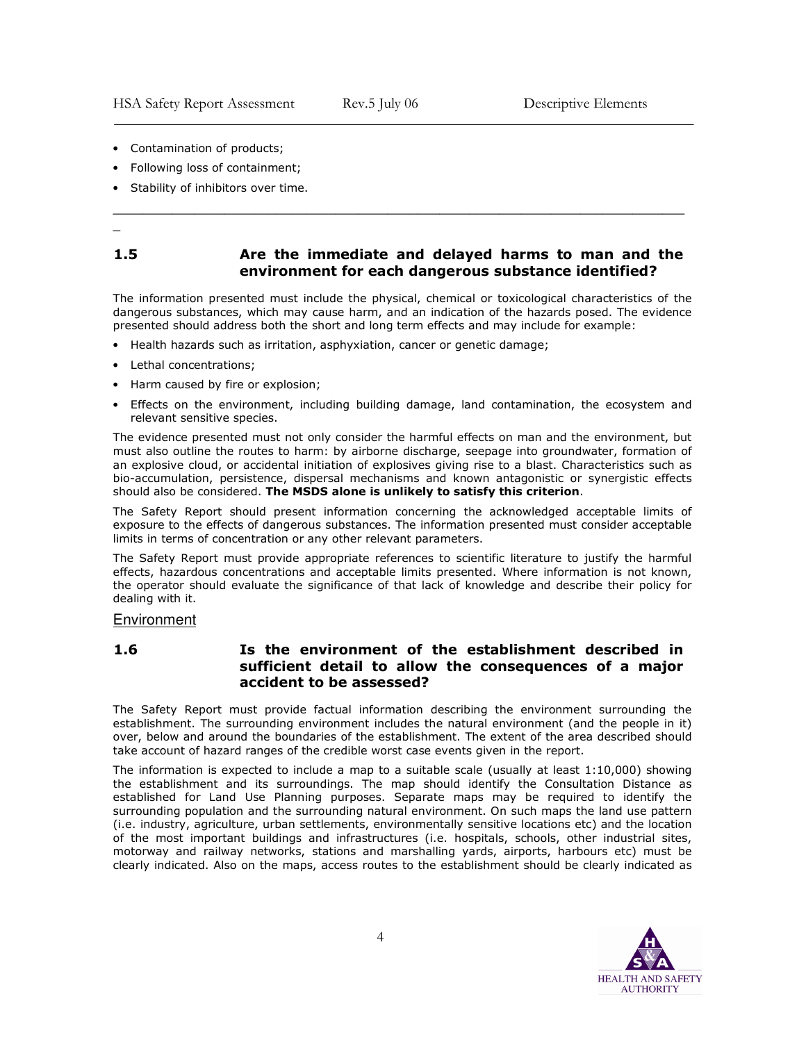- Contamination of products;
- Following loss of containment;
- Stability of inhibitors over time.

---

### 1.5 Are the immediate and delayed harms to man and the environment for each dangerous substance identified?

The information presented must include the physical, chemical or toxicological characteristics of the dangerous substances, which may cause harm, and an indication of the hazards posed. The evidence presented should address both the short and long term effects and may include for example:

- Health hazards such as irritation, asphyxiation, cancer or genetic damage;
- Lethal concentrations;
- Harm caused by fire or explosion;
- Effects on the environment, including building damage, land contamination, the ecosystem and relevant sensitive species.

The evidence presented must not only consider the harmful effects on man and the environment, but must also outline the routes to harm: by airborne discharge, seepage into groundwater, formation of an explosive cloud, or accidental initiation of explosives giving rise to a blast. Characteristics such as bio-accumulation, persistence, dispersal mechanisms and known antagonistic or synergistic effects should also be considered. **The MSDS alone is unlikely to satisfy this criterion**.

The Safety Report should present information concerning the acknowledged acceptable limits of exposure to the effects of dangerous substances. The information presented must consider acceptable limits in terms of concentration or any other relevant parameters.

The Safety Report must provide appropriate references to scientific literature to justify the harmful effects, hazardous concentrations and acceptable limits presented. Where information is not known, the operator should evaluate the significance of that lack of knowledge and describe their policy for dealing with it.

## Environment

### 1.6 Is the environment of the establishment described in sufficient detail to allow the consequences of a major accident to be assessed?

The Safety Report must provide factual information describing the environment surrounding the establishment. The surrounding environment includes the natural environment (and the people in it) over, below and around the boundaries of the establishment. The extent of the area described should take account of hazard ranges of the credible worst case events given in the report.

The information is expected to include a map to a suitable scale (usually at least 1:10,000) showing the establishment and its surroundings. The map should identify the Consultation Distance as established for Land Use Planning purposes. Separate maps may be required to identify the surrounding population and the surrounding natural environment. On such maps the land use pattern (i.e. industry, agriculture, urban settlements, environmentally sensitive locations etc) and the location of the most important buildings and infrastructures (i.e. hospitals, schools, other industrial sites, motorway and railway networks, stations and marshalling yards, airports, harbours etc) must be clearly indicated. Also on the maps, access routes to the establishment should be clearly indicated as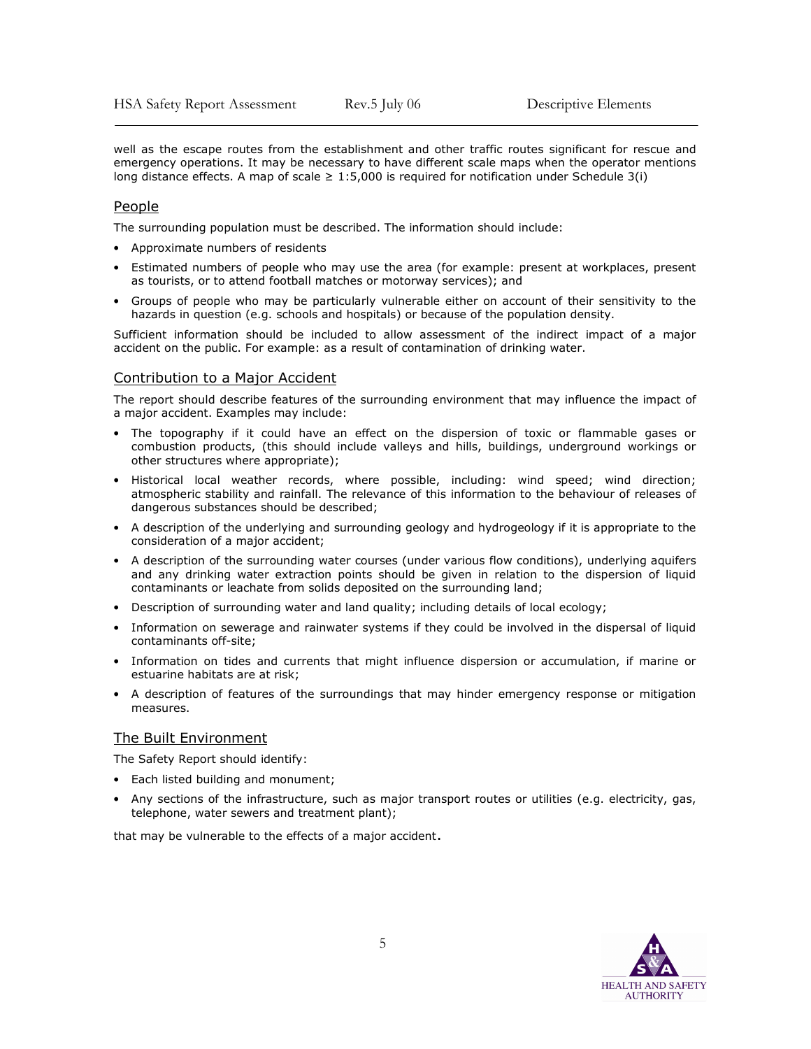well as the escape routes from the establishment and other traffic routes significant for rescue and emergency operations. It may be necessary to have different scale maps when the operator mentions long distance effects. A map of scale ≥ 1:5,000 is required for notification under Schedule 3(i)

## People

The surrounding population must be described. The information should include:

- Approximate numbers of residents
- Estimated numbers of people who may use the area (for example: present at workplaces, present as tourists, or to attend football matches or motorway services); and
- Groups of people who may be particularly vulnerable either on account of their sensitivity to the hazards in question (e.g. schools and hospitals) or because of the population density.

Sufficient information should be included to allow assessment of the indirect impact of a major accident on the public. For example: as a result of contamination of drinking water.

## Contribution to a Major Accident

The report should describe features of the surrounding environment that may influence the impact of a major accident. Examples may include:

- The topography if it could have an effect on the dispersion of toxic or flammable gases or combustion products, (this should include valleys and hills, buildings, underground workings or other structures where appropriate);
- Historical local weather records, where possible, including: wind speed; wind direction; atmospheric stability and rainfall. The relevance of this information to the behaviour of releases of dangerous substances should be described;
- A description of the underlying and surrounding geology and hydrogeology if it is appropriate to the consideration of a major accident;
- A description of the surrounding water courses (under various flow conditions), underlying aquifers and any drinking water extraction points should be given in relation to the dispersion of liquid contaminants or leachate from solids deposited on the surrounding land;
- Description of surrounding water and land quality; including details of local ecology;
- Information on sewerage and rainwater systems if they could be involved in the dispersal of liquid contaminants off-site;
- Information on tides and currents that might influence dispersion or accumulation, if marine or estuarine habitats are at risk;
- A description of features of the surroundings that may hinder emergency response or mitigation measures.

## The Built Environment

The Safety Report should identify:

- Each listed building and monument;
- Any sections of the infrastructure, such as major transport routes or utilities (e.g. electricity, gas, telephone, water sewers and treatment plant);

that may be vulnerable to the effects of a major accident.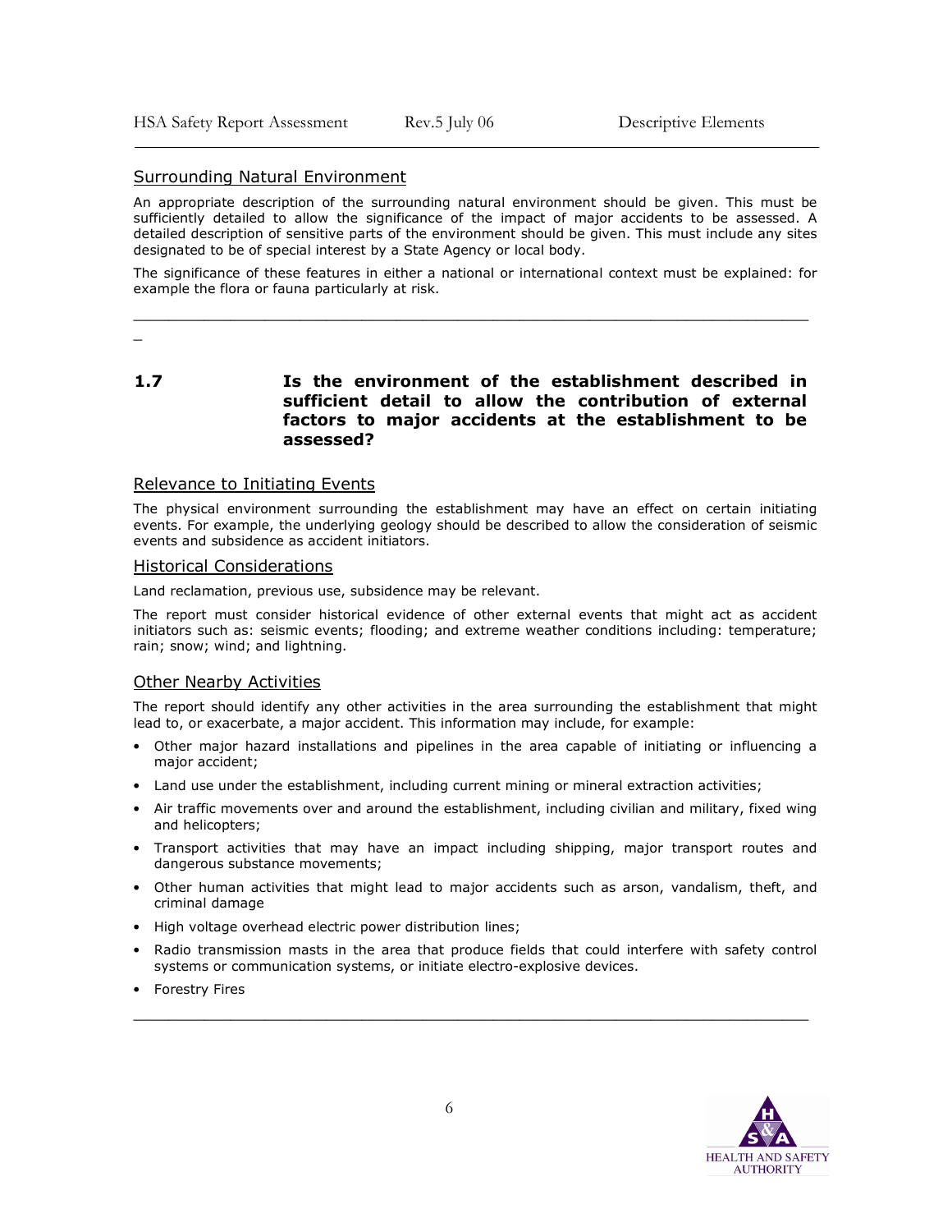### Surrounding Natural Environment

An appropriate description of the surrounding natural environment should be given. This must be sufficiently detailed to allow the significance of the impact of major accidents to be assessed. A detailed description of sensitive parts of the environment should be given. This must include any sites designated to be of special interest by a State Agency or local body.

The significance of these features in either a national or international context must be explained: for example the flora or fauna particularly at risk.

---

## 1.7 Is the environment of the establishment described in sufficient detail to allow the contribution of external factors to major accidents at the establishment to be assessed?

### Relevance to Initiating Events

The physical environment surrounding the establishment may have an effect on certain initiating events. For example, the underlying geology should be described to allow the consideration of seismic events and subsidence as accident initiators.

### Historical Considerations

Land reclamation, previous use, subsidence may be relevant.

The report must consider historical evidence of other external events that might act as accident initiators such as: seismic events; flooding; and extreme weather conditions including: temperature; rain; snow; wind; and lightning.

### Other Nearby Activities

The report should identify any other activities in the area surrounding the establishment that might lead to, or exacerbate, a major accident. This information may include, for example:

- Other major hazard installations and pipelines in the area capable of initiating or influencing a major accident;
- Land use under the establishment, including current mining or mineral extraction activities;
- Air traffic movements over and around the establishment, including civilian and military, fixed wing and helicopters;
- Transport activities that may have an impact including shipping, major transport routes and dangerous substance movements;
- Other human activities that might lead to major accidents such as arson, vandalism, theft, and criminal damage
- High voltage overhead electric power distribution lines;
- Radio transmission masts in the area that produce fields that could interfere with safety control systems or communication systems, or initiate electro-explosive devices.
- Forestry Fires

---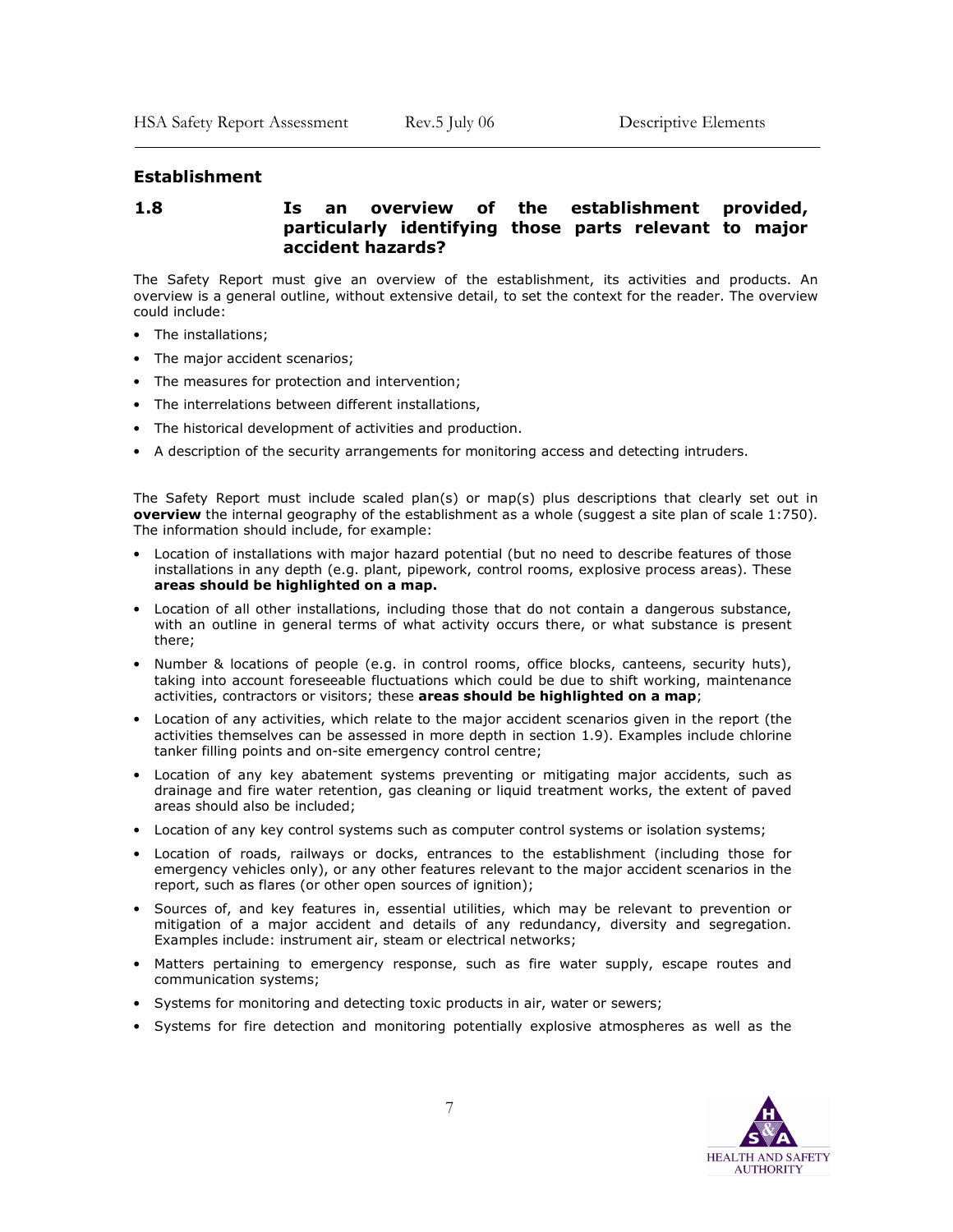## Establishment

### 1.8 Is an overview of the establishment provided, particularly identifying those parts relevant to major accident hazards?

The Safety Report must give an overview of the establishment, its activities and products. An overview is a general outline, without extensive detail, to set the context for the reader. The overview could include:

- The installations;
- The major accident scenarios;
- The measures for protection and intervention;
- The interrelations between different installations,
- The historical development of activities and production.
- A description of the security arrangements for monitoring access and detecting intruders.

The Safety Report must include scaled plan(s) or map(s) plus descriptions that clearly set out in **overview** the internal geography of the establishment as a whole (suggest a site plan of scale 1:750). The information should include, for example:

- Location of installations with major hazard potential (but no need to describe features of those installations in any depth (e.g. plant, pipework, control rooms, explosive process areas). These **areas should be highlighted on a map.**
- Location of all other installations, including those that do not contain a dangerous substance, with an outline in general terms of what activity occurs there, or what substance is present there;
- Number & locations of people (e.g. in control rooms, office blocks, canteens, security huts), taking into account foreseeable fluctuations which could be due to shift working, maintenance activities, contractors or visitors; these **areas should be highlighted on a map**;
- Location of any activities, which relate to the major accident scenarios given in the report (the activities themselves can be assessed in more depth in section 1.9). Examples include chlorine tanker filling points and on-site emergency control centre;
- Location of any key abatement systems preventing or mitigating major accidents, such as drainage and fire water retention, gas cleaning or liquid treatment works, the extent of paved areas should also be included;
- Location of any key control systems such as computer control systems or isolation systems;
- Location of roads, railways or docks, entrances to the establishment (including those for emergency vehicles only), or any other features relevant to the major accident scenarios in the report, such as flares (or other open sources of ignition);
- Sources of, and key features in, essential utilities, which may be relevant to prevention or mitigation of a major accident and details of any redundancy, diversity and segregation. Examples include: instrument air, steam or electrical networks;
- Matters pertaining to emergency response, such as fire water supply, escape routes and communication systems;
- Systems for monitoring and detecting toxic products in air, water or sewers;
- Systems for fire detection and monitoring potentially explosive atmospheres as well as the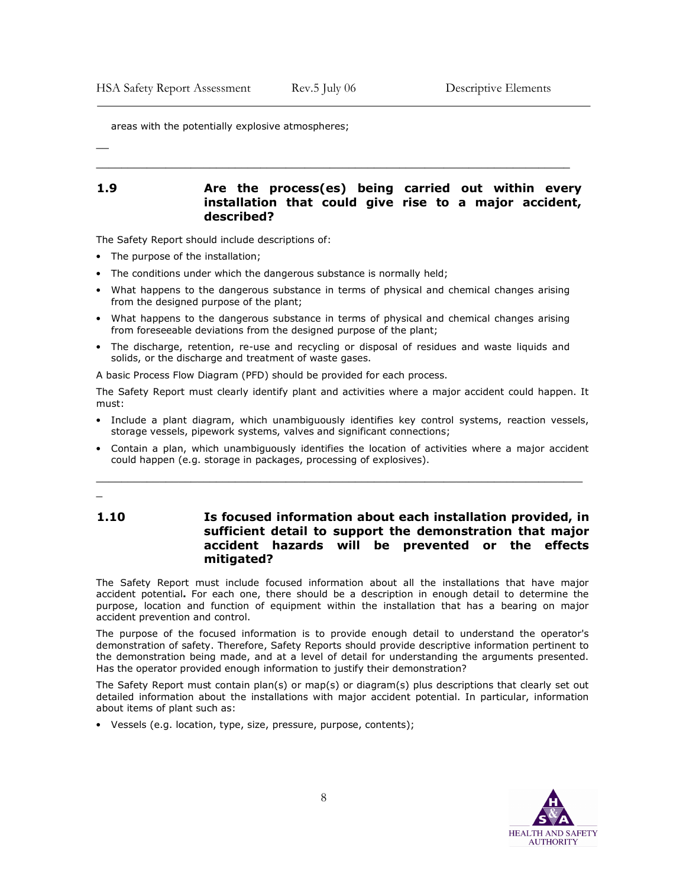areas with the potentially explosive atmospheres;

---

## 1.9 Are the process(es) being carried out within every installation that could give rise to a major accident, described?

The Safety Report should include descriptions of:

- The purpose of the installation;
- The conditions under which the dangerous substance is normally held;
- What happens to the dangerous substance in terms of physical and chemical changes arising from the designed purpose of the plant;
- What happens to the dangerous substance in terms of physical and chemical changes arising from foreseeable deviations from the designed purpose of the plant;
- The discharge, retention, re-use and recycling or disposal of residues and waste liquids and solids, or the discharge and treatment of waste gases.

A basic Process Flow Diagram (PFD) should be provided for each process.

The Safety Report must clearly identify plant and activities where a major accident could happen. It must:

- Include a plant diagram, which unambiguously identifies key control systems, reaction vessels, storage vessels, pipework systems, valves and significant connections;
- Contain a plan, which unambiguously identifies the location of activities where a major accident could happen (e.g. storage in packages, processing of explosives).

---

## 1.10 Is focused information about each installation provided, in sufficient detail to support the demonstration that major accident hazards will be prevented or the effects mitigated?

The Safety Report must include focused information about all the installations that have major accident potential**.** For each one, there should be a description in enough detail to determine the purpose, location and function of equipment within the installation that has a bearing on major accident prevention and control.

The purpose of the focused information is to provide enough detail to understand the operator's demonstration of safety. Therefore, Safety Reports should provide descriptive information pertinent to the demonstration being made, and at a level of detail for understanding the arguments presented. Has the operator provided enough information to justify their demonstration?

The Safety Report must contain plan(s) or map(s) or diagram(s) plus descriptions that clearly set out detailed information about the installations with major accident potential. In particular, information about items of plant such as:

- Vessels (e.g. location, type, size, pressure, purpose, contents);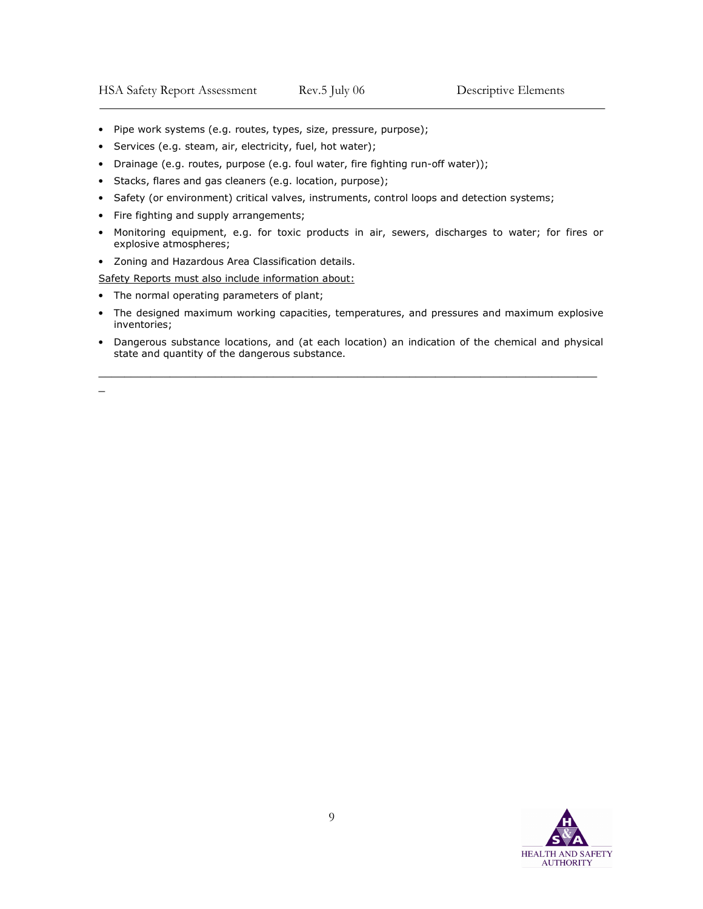- Pipe work systems (e.g. routes, types, size, pressure, purpose);
- Services (e.g. steam, air, electricity, fuel, hot water);
- Drainage (e.g. routes, purpose (e.g. foul water, fire fighting run-off water));
- Stacks, flares and gas cleaners (e.g. location, purpose);
- Safety (or environment) critical valves, instruments, control loops and detection systems;
- Fire fighting and supply arrangements;
- Monitoring equipment, e.g. for toxic products in air, sewers, discharges to water; for fires or explosive atmospheres;
- Zoning and Hazardous Area Classification details.

Safety Reports must also include information about:

- The normal operating parameters of plant;
- The designed maximum working capacities, temperatures, and pressures and maximum explosive inventories;
- Dangerous substance locations, and (at each location) an indication of the chemical and physical state and quantity of the dangerous substance.

---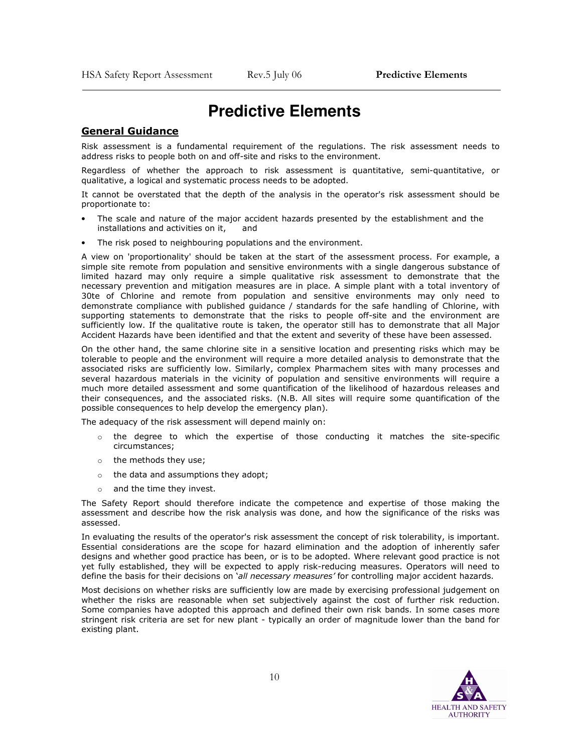# Predictive Elements

## General Guidance

Risk assessment is a fundamental requirement of the regulations. The risk assessment needs to address risks to people both on and off-site and risks to the environment.

Regardless of whether the approach to risk assessment is quantitative, semi-quantitative, or qualitative, a logical and systematic process needs to be adopted.

It cannot be overstated that the depth of the analysis in the operator's risk assessment should be proportionate to:

- The scale and nature of the major accident hazards presented by the establishment and the installations and activities on it, and
- The risk posed to neighbouring populations and the environment.

A view on 'proportionality' should be taken at the start of the assessment process. For example, a simple site remote from population and sensitive environments with a single dangerous substance of limited hazard may only require a simple qualitative risk assessment to demonstrate that the necessary prevention and mitigation measures are in place. A simple plant with a total inventory of 30te of Chlorine and remote from population and sensitive environments may only need to demonstrate compliance with published guidance / standards for the safe handling of Chlorine, with supporting statements to demonstrate that the risks to people off-site and the environment are sufficiently low. If the qualitative route is taken, the operator still has to demonstrate that all Major Accident Hazards have been identified and that the extent and severity of these have been assessed.

On the other hand, the same chlorine site in a sensitive location and presenting risks which may be tolerable to people and the environment will require a more detailed analysis to demonstrate that the associated risks are sufficiently low. Similarly, complex Pharmachem sites with many processes and several hazardous materials in the vicinity of population and sensitive environments will require a much more detailed assessment and some quantification of the likelihood of hazardous releases and their consequences, and the associated risks. (N.B. All sites will require some quantification of the possible consequences to help develop the emergency plan).

The adequacy of the risk assessment will depend mainly on:

- the degree to which the expertise of those conducting it matches the site-specific circumstances;
- the methods they use;
- the data and assumptions they adopt;
- and the time they invest.

The Safety Report should therefore indicate the competence and expertise of those making the assessment and describe how the risk analysis was done, and how the significance of the risks was assessed.

In evaluating the results of the operator's risk assessment the concept of risk tolerability, is important. Essential considerations are the scope for hazard elimination and the adoption of inherently safer designs and whether good practice has been, or is to be adopted. Where relevant good practice is not yet fully established, they will be expected to apply risk-reducing measures. Operators will need to define the basis for their decisions on '*all necessary measures*' for controlling major accident hazards.

Most decisions on whether risks are sufficiently low are made by exercising professional judgement on whether the risks are reasonable when set subjectively against the cost of further risk reduction. Some companies have adopted this approach and defined their own risk bands. In some cases more stringent risk criteria are set for new plant - typically an order of magnitude lower than the band for existing plant.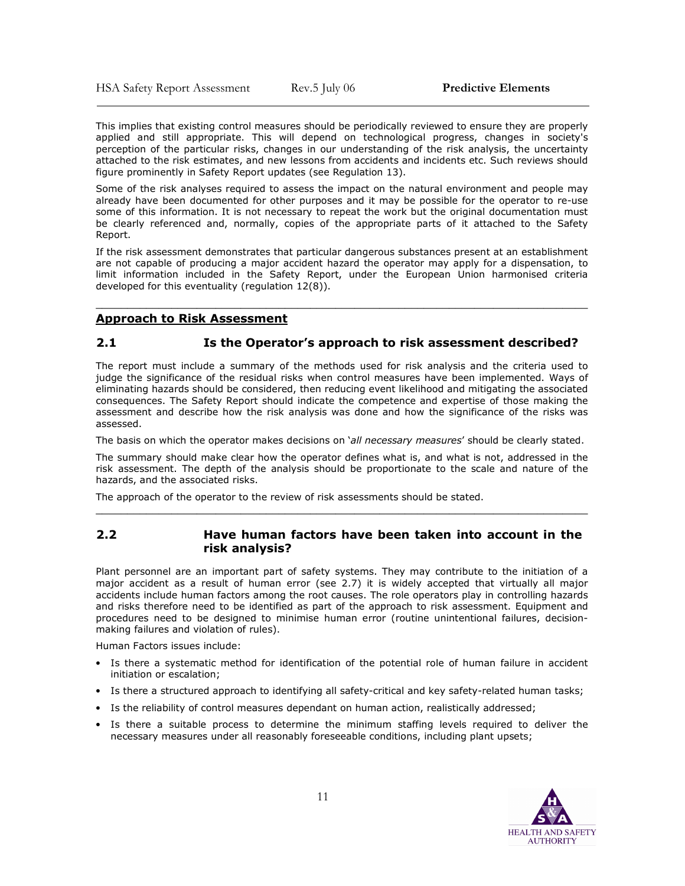This implies that existing control measures should be periodically reviewed to ensure they are properly applied and still appropriate. This will depend on technological progress, changes in society's perception of the particular risks, changes in our understanding of the risk analysis, the uncertainty attached to the risk estimates, and new lessons from accidents and incidents etc. Such reviews should figure prominently in Safety Report updates (see Regulation 13).

Some of the risk analyses required to assess the impact on the natural environment and people may already have been documented for other purposes and it may be possible for the operator to re-use some of this information. It is not necessary to repeat the work but the original documentation must be clearly referenced and, normally, copies of the appropriate parts of it attached to the Safety Report.

If the risk assessment demonstrates that particular dangerous substances present at an establishment are not capable of producing a major accident hazard the operator may apply for a dispensation, to limit information included in the Safety Report, under the European Union harmonised criteria developed for this eventuality (regulation 12(8)).

## Approach to Risk Assessment

### 2.1 Is the Operator's approach to risk assessment described?

The report must include a summary of the methods used for risk analysis and the criteria used to judge the significance of the residual risks when control measures have been implemented. Ways of eliminating hazards should be considered, then reducing event likelihood and mitigating the associated consequences. The Safety Report should indicate the competence and expertise of those making the assessment and describe how the risk analysis was done and how the significance of the risks was assessed.

The basis on which the operator makes decisions on '*all necessary measures*' should be clearly stated.

The summary should make clear how the operator defines what is, and what is not, addressed in the risk assessment. The depth of the analysis should be proportionate to the scale and nature of the hazards, and the associated risks.

The approach of the operator to the review of risk assessments should be stated.

### 2.2 Have human factors have been taken into account in the risk analysis?

Plant personnel are an important part of safety systems. They may contribute to the initiation of a major accident as a result of human error (see 2.7) it is widely accepted that virtually all major accidents include human factors among the root causes. The role operators play in controlling hazards and risks therefore need to be identified as part of the approach to risk assessment. Equipment and procedures need to be designed to minimise human error (routine unintentional failures, decision-making failures and violation of rules).

Human Factors issues include:

- Is there a systematic method for identification of the potential role of human failure in accident initiation or escalation;
- Is there a structured approach to identifying all safety-critical and key safety-related human tasks;
- Is the reliability of control measures dependant on human action, realistically addressed;
- Is there a suitable process to determine the minimum staffing levels required to deliver the necessary measures under all reasonably foreseeable conditions, including plant upsets;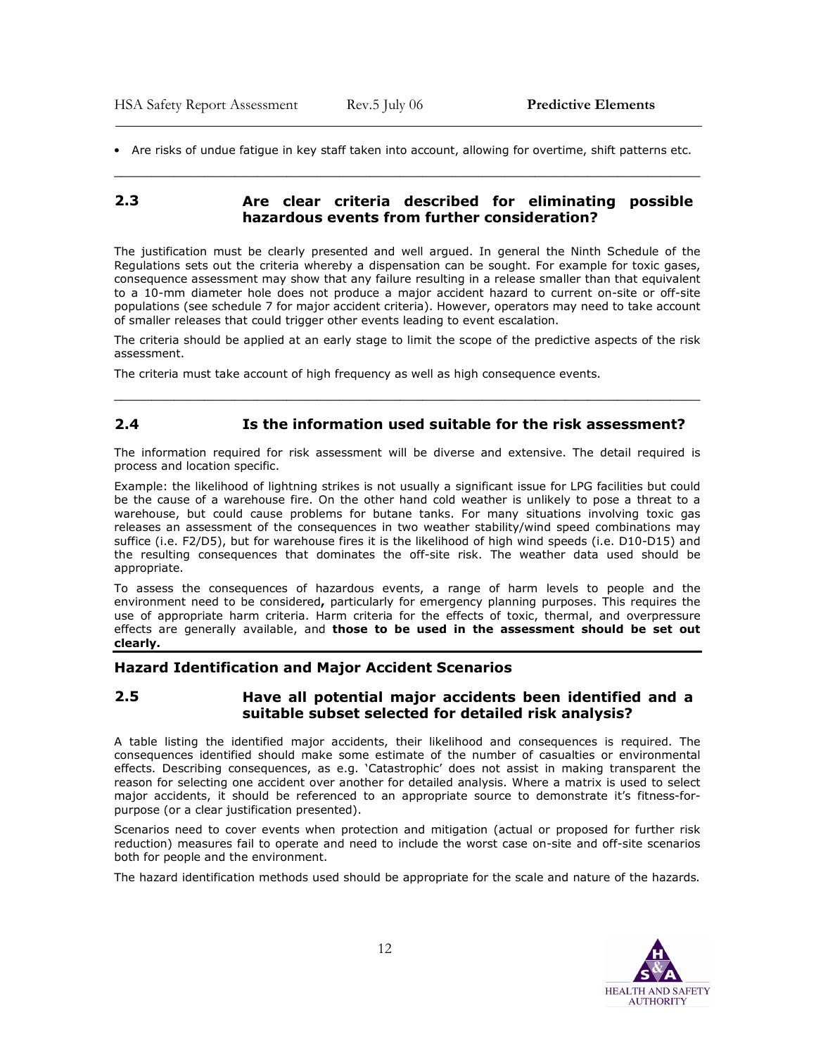- Are risks of undue fatigue in key staff taken into account, allowing for overtime, shift patterns etc.

---

### 2.3 Are clear criteria described for eliminating possible hazardous events from further consideration?

The justification must be clearly presented and well argued. In general the Ninth Schedule of the Regulations sets out the criteria whereby a dispensation can be sought. For example for toxic gases, consequence assessment may show that any failure resulting in a release smaller than that equivalent to a 10-mm diameter hole does not produce a major accident hazard to current on-site or off-site populations (see schedule 7 for major accident criteria). However, operators may need to take account of smaller releases that could trigger other events leading to event escalation.

The criteria should be applied at an early stage to limit the scope of the predictive aspects of the risk assessment.

The criteria must take account of high frequency as well as high consequence events.

---

### 2.4 Is the information used suitable for the risk assessment?

The information required for risk assessment will be diverse and extensive. The detail required is process and location specific.

Example: the likelihood of lightning strikes is not usually a significant issue for LPG facilities but could be the cause of a warehouse fire. On the other hand cold weather is unlikely to pose a threat to a warehouse, but could cause problems for butane tanks. For many situations involving toxic gas releases an assessment of the consequences in two weather stability/wind speed combinations may suffice (i.e. F2/D5), but for warehouse fires it is the likelihood of high wind speeds (i.e. D10-D15) and the resulting consequences that dominates the off-site risk. The weather data used should be appropriate.

To assess the consequences of hazardous events, a range of harm levels to people and the environment need to be considered**,** particularly for emergency planning purposes. This requires the use of appropriate harm criteria. Harm criteria for the effects of toxic, thermal, and overpressure effects are generally available, and **those to be used in the assessment should be set out clearly.**

## Hazard Identification and Major Accident Scenarios

### 2.5 Have all potential major accidents been identified and a suitable subset selected for detailed risk analysis?

A table listing the identified major accidents, their likelihood and consequences is required. The consequences identified should make some estimate of the number of casualties or environmental effects. Describing consequences, as e.g. 'Catastrophic' does not assist in making transparent the reason for selecting one accident over another for detailed analysis. Where a matrix is used to select major accidents, it should be referenced to an appropriate source to demonstrate it's fitness-for-purpose (or a clear justification presented).

Scenarios need to cover events when protection and mitigation (actual or proposed for further risk reduction) measures fail to operate and need to include the worst case on-site and off-site scenarios both for people and the environment.

The hazard identification methods used should be appropriate for the scale and nature of the hazards.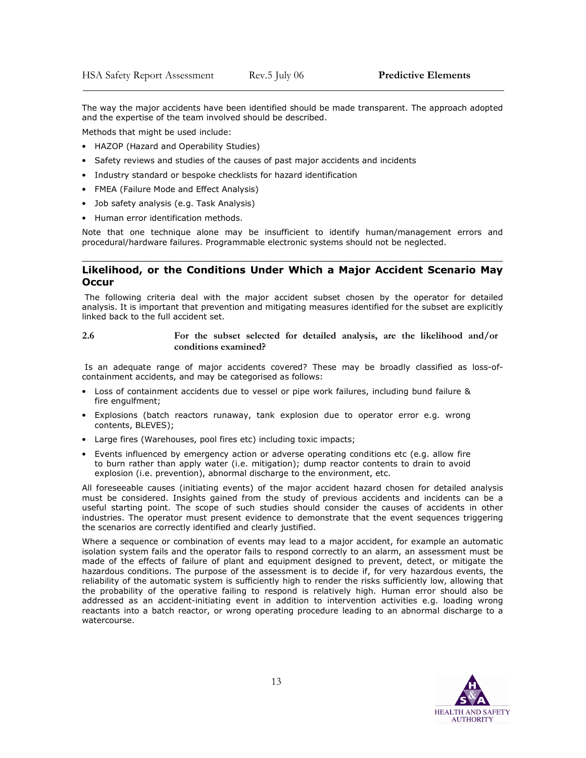The way the major accidents have been identified should be made transparent. The approach adopted and the expertise of the team involved should be described.

Methods that might be used include:

- HAZOP (Hazard and Operability Studies)
- Safety reviews and studies of the causes of past major accidents and incidents
- Industry standard or bespoke checklists for hazard identification
- FMEA (Failure Mode and Effect Analysis)
- Job safety analysis (e.g. Task Analysis)
- Human error identification methods.

Note that one technique alone may be insufficient to identify human/management errors and procedural/hardware failures. Programmable electronic systems should not be neglected.

## Likelihood, or the Conditions Under Which a Major Accident Scenario May Occur

The following criteria deal with the major accident subset chosen by the operator for detailed analysis. It is important that prevention and mitigating measures identified for the subset are explicitly linked back to the full accident set.

### 2.6 For the subset selected for detailed analysis, are the likelihood and/or conditions examined?

Is an adequate range of major accidents covered? These may be broadly classified as loss-of-containment accidents, and may be categorised as follows:

- Loss of containment accidents due to vessel or pipe work failures, including bund failure & fire engulfment;
- Explosions (batch reactors runaway, tank explosion due to operator error e.g. wrong contents, BLEVES);
- Large fires (Warehouses, pool fires etc) including toxic impacts;
- Events influenced by emergency action or adverse operating conditions etc (e.g. allow fire to burn rather than apply water (i.e. mitigation); dump reactor contents to drain to avoid explosion (i.e. prevention), abnormal discharge to the environment, etc.

All foreseeable causes (initiating events) of the major accident hazard chosen for detailed analysis must be considered. Insights gained from the study of previous accidents and incidents can be a useful starting point. The scope of such studies should consider the causes of accidents in other industries. The operator must present evidence to demonstrate that the event sequences triggering the scenarios are correctly identified and clearly justified.

Where a sequence or combination of events may lead to a major accident, for example an automatic isolation system fails and the operator fails to respond correctly to an alarm, an assessment must be made of the effects of failure of plant and equipment designed to prevent, detect, or mitigate the hazardous conditions. The purpose of the assessment is to decide if, for very hazardous events, the reliability of the automatic system is sufficiently high to render the risks sufficiently low, allowing that the probability of the operative failing to respond is relatively high. Human error should also be addressed as an accident-initiating event in addition to intervention activities e.g. loading wrong reactants into a batch reactor, or wrong operating procedure leading to an abnormal discharge to a watercourse.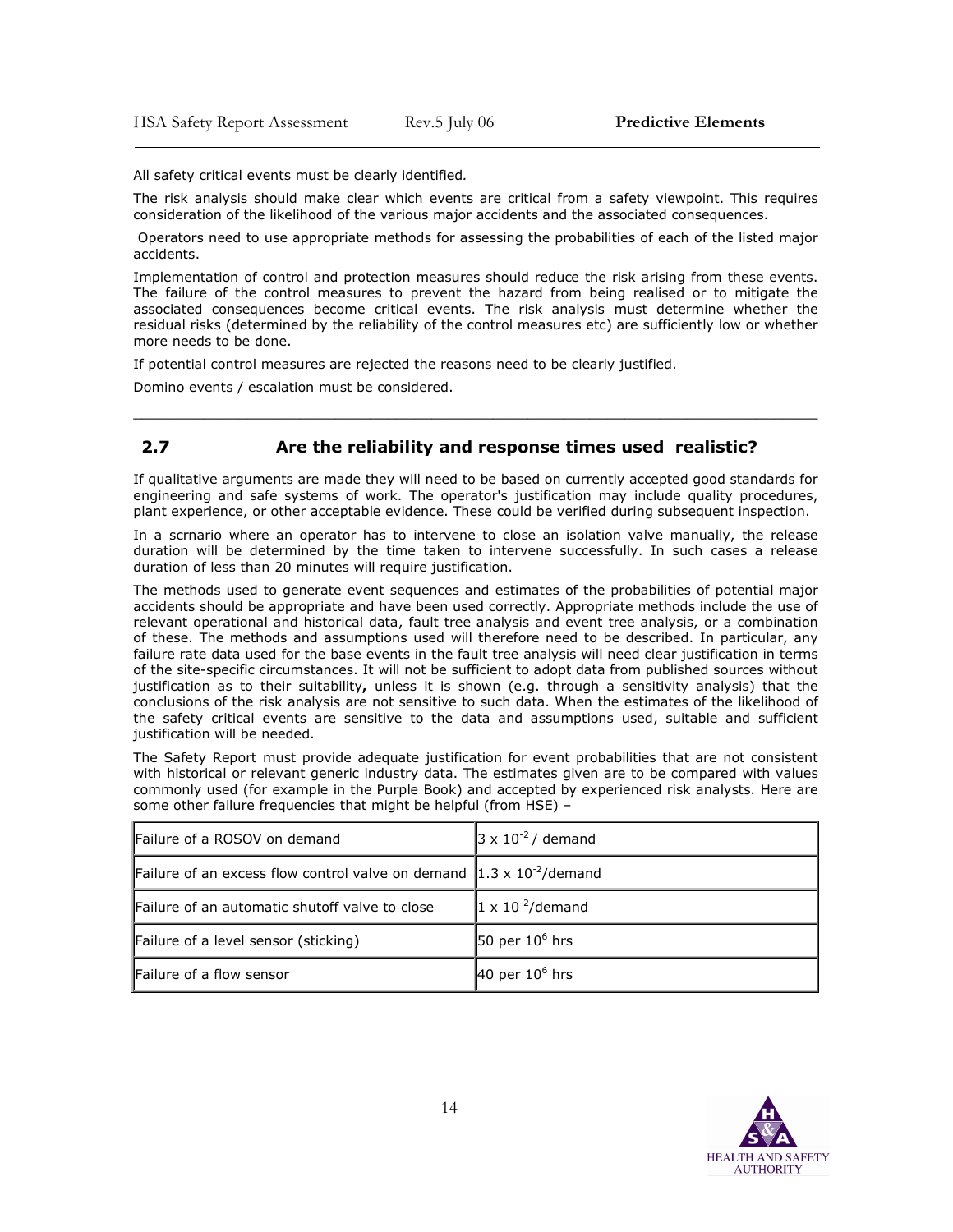All safety critical events must be clearly identified*.*

The risk analysis should make clear which events are critical from a safety viewpoint. This requires consideration of the likelihood of the various major accidents and the associated consequences.

Operators need to use appropriate methods for assessing the probabilities of each of the listed major accidents.

Implementation of control and protection measures should reduce the risk arising from these events. The failure of the control measures to prevent the hazard from being realised or to mitigate the associated consequences become critical events. The risk analysis must determine whether the residual risks (determined by the reliability of the control measures etc) are sufficiently low or whether more needs to be done.

If potential control measures are rejected the reasons need to be clearly justified.

Domino events / escalation must be considered.

---

## 2.7 Are the reliability and response times used realistic?

If qualitative arguments are made they will need to be based on currently accepted good standards for engineering and safe systems of work. The operator's justification may include quality procedures, plant experience, or other acceptable evidence. These could be verified during subsequent inspection.

In a scrnario where an operator has to intervene to close an isolation valve manually, the release duration will be determined by the time taken to intervene successfully. In such cases a release duration of less than 20 minutes will require justification.

The methods used to generate event sequences and estimates of the probabilities of potential major accidents should be appropriate and have been used correctly. Appropriate methods include the use of relevant operational and historical data, fault tree analysis and event tree analysis, or a combination of these. The methods and assumptions used will therefore need to be described. In particular, any failure rate data used for the base events in the fault tree analysis will need clear justification in terms of the site-specific circumstances. It will not be sufficient to adopt data from published sources without justification as to their suitability**,** unless it is shown (e.g. through a sensitivity analysis) that the conclusions of the risk analysis are not sensitive to such data. When the estimates of the likelihood of the safety critical events are sensitive to the data and assumptions used, suitable and sufficient justification will be needed.

The Safety Report must provide adequate justification for event probabilities that are not consistent with historical or relevant generic industry data. The estimates given are to be compared with values commonly used (for example in the Purple Book) and accepted by experienced risk analysts. Here are some other failure frequencies that might be helpful (from HSE) –

| | |
|---|---|
| Failure of a ROSOV on demand | $3 \times 10^{-2}$ / demand |
| Failure of an excess flow control valve on demand | $1.3 \times 10^{-2}$/demand |
| Failure of an automatic shutoff valve to close | $1 \times 10^{-2}$/demand |
| Failure of a level sensor (sticking) | 50 per $10^{6}$ hrs |
| Failure of a flow sensor | 40 per $10^{6}$ hrs |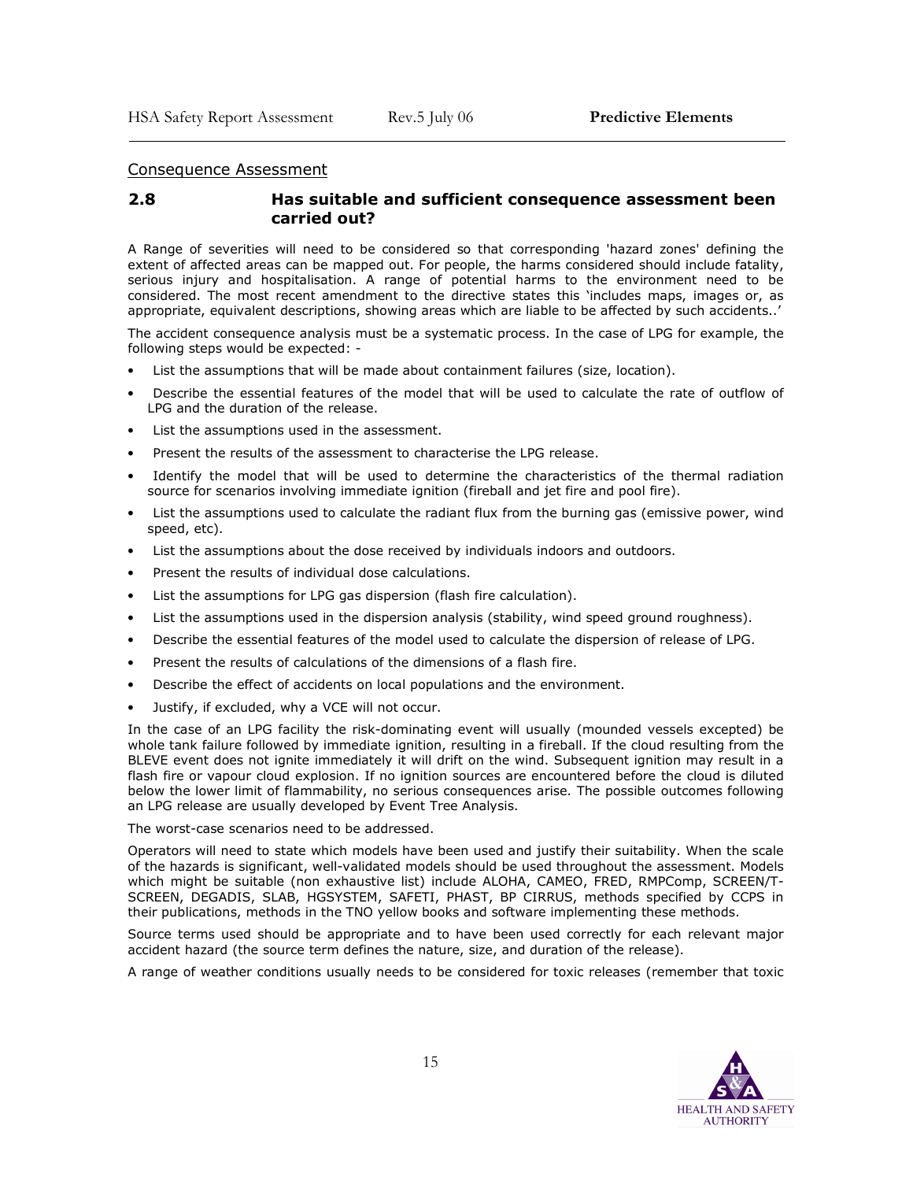Consequence Assessment

## 2.8 Has suitable and sufficient consequence assessment been carried out?

A Range of severities will need to be considered so that corresponding 'hazard zones' defining the extent of affected areas can be mapped out. For people, the harms considered should include fatality, serious injury and hospitalisation. A range of potential harms to the environment need to be considered. The most recent amendment to the directive states this 'includes maps, images or, as appropriate, equivalent descriptions, showing areas which are liable to be affected by such accidents..'

The accident consequence analysis must be a systematic process. In the case of LPG for example, the following steps would be expected: -

- List the assumptions that will be made about containment failures (size, location).
- Describe the essential features of the model that will be used to calculate the rate of outflow of LPG and the duration of the release.
- List the assumptions used in the assessment.
- Present the results of the assessment to characterise the LPG release.
- Identify the model that will be used to determine the characteristics of the thermal radiation source for scenarios involving immediate ignition (fireball and jet fire and pool fire).
- List the assumptions used to calculate the radiant flux from the burning gas (emissive power, wind speed, etc).
- List the assumptions about the dose received by individuals indoors and outdoors.
- Present the results of individual dose calculations.
- List the assumptions for LPG gas dispersion (flash fire calculation).
- List the assumptions used in the dispersion analysis (stability, wind speed ground roughness).
- Describe the essential features of the model used to calculate the dispersion of release of LPG.
- Present the results of calculations of the dimensions of a flash fire.
- Describe the effect of accidents on local populations and the environment.
- Justify, if excluded, why a VCE will not occur.

In the case of an LPG facility the risk-dominating event will usually (mounded vessels excepted) be whole tank failure followed by immediate ignition, resulting in a fireball. If the cloud resulting from the BLEVE event does not ignite immediately it will drift on the wind. Subsequent ignition may result in a flash fire or vapour cloud explosion. If no ignition sources are encountered before the cloud is diluted below the lower limit of flammability, no serious consequences arise. The possible outcomes following an LPG release are usually developed by Event Tree Analysis.

The worst-case scenarios need to be addressed.

Operators will need to state which models have been used and justify their suitability. When the scale of the hazards is significant, well-validated models should be used throughout the assessment. Models which might be suitable (non exhaustive list) include ALOHA, CAMEO, FRED, RMPComp, SCREEN/T-SCREEN, DEGADIS, SLAB, HGSYSTEM, SAFETI, PHAST, BP CIRRUS, methods specified by CCPS in their publications, methods in the TNO yellow books and software implementing these methods.

Source terms used should be appropriate and to have been used correctly for each relevant major accident hazard (the source term defines the nature, size, and duration of the release).

A range of weather conditions usually needs to be considered for toxic releases (remember that toxic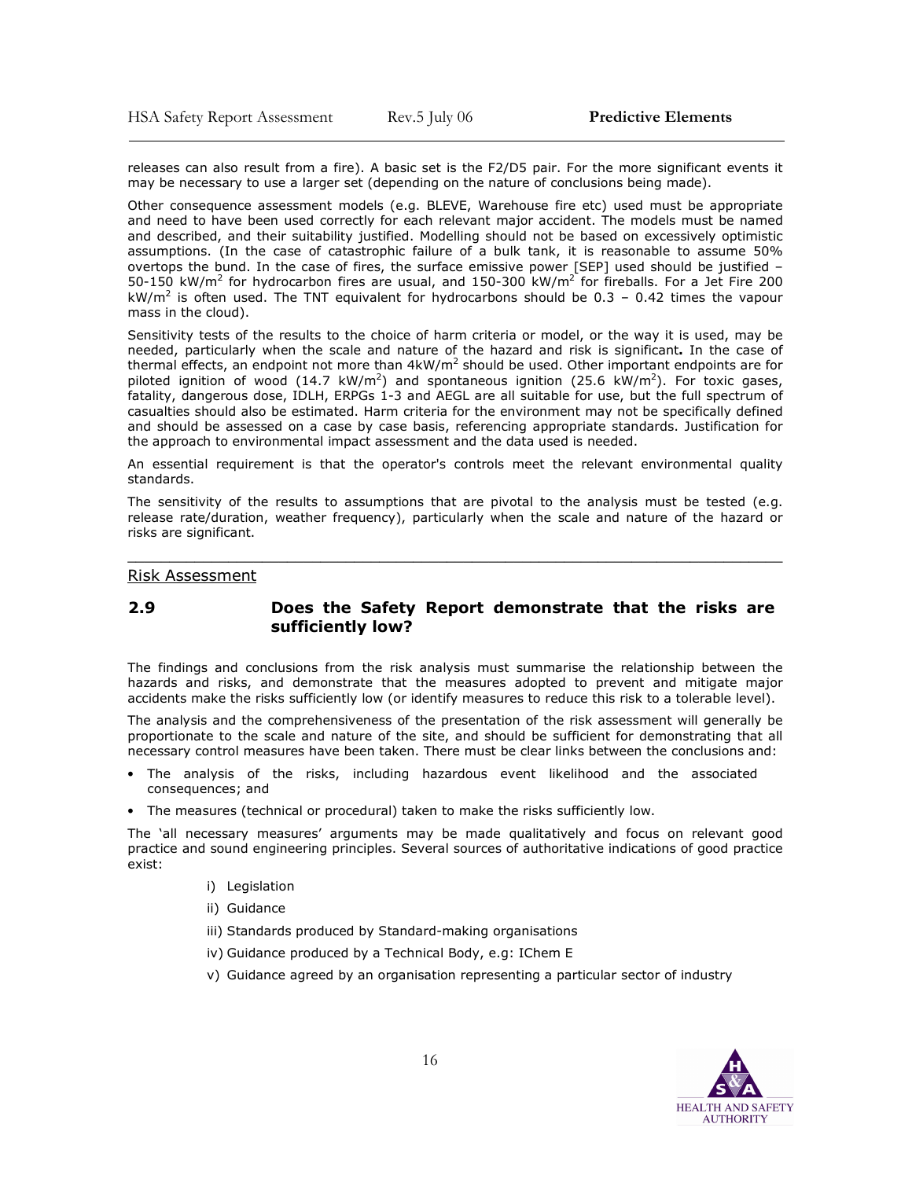releases can also result from a fire). A basic set is the F2/D5 pair. For the more significant events it may be necessary to use a larger set (depending on the nature of conclusions being made).

Other consequence assessment models (e.g. BLEVE, Warehouse fire etc) used must be appropriate and need to have been used correctly for each relevant major accident. The models must be named and described, and their suitability justified. Modelling should not be based on excessively optimistic assumptions. (In the case of catastrophic failure of a bulk tank, it is reasonable to assume 50% overtops the bund. In the case of fires, the surface emissive power [SEP] used should be justified – 50-150 $kW/m^2$ for hydrocarbon fires are usual, and 150-300 $kW/m^2$ for fireballs. For a Jet Fire 200 $kW/m^2$ is often used. The TNT equivalent for hydrocarbons should be 0.3 – 0.42 times the vapour mass in the cloud).

Sensitivity tests of the results to the choice of harm criteria or model, or the way it is used, may be needed, particularly when the scale and nature of the hazard and risk is significant**.** In the case of thermal effects, an endpoint not more than 4$kW/m^2$ should be used. Other important endpoints are for piloted ignition of wood (14.7 $kW/m^2$) and spontaneous ignition (25.6 $kW/m^2$). For toxic gases, fatality, dangerous dose, IDLH, ERPGs 1-3 and AEGL are all suitable for use, but the full spectrum of casualties should also be estimated. Harm criteria for the environment may not be specifically defined and should be assessed on a case by case basis, referencing appropriate standards. Justification for the approach to environmental impact assessment and the data used is needed.

An essential requirement is that the operator's controls meet the relevant environmental quality standards.

The sensitivity of the results to assumptions that are pivotal to the analysis must be tested (e.g. release rate/duration, weather frequency), particularly when the scale and nature of the hazard or risks are significant.

---

## Risk Assessment

### 2.9 Does the Safety Report demonstrate that the risks are sufficiently low?

The findings and conclusions from the risk analysis must summarise the relationship between the hazards and risks, and demonstrate that the measures adopted to prevent and mitigate major accidents make the risks sufficiently low (or identify measures to reduce this risk to a tolerable level).

The analysis and the comprehensiveness of the presentation of the risk assessment will generally be proportionate to the scale and nature of the site, and should be sufficient for demonstrating that all necessary control measures have been taken. There must be clear links between the conclusions and:

- The analysis of the risks, including hazardous event likelihood and the associated consequences; and
- The measures (technical or procedural) taken to make the risks sufficiently low.

The 'all necessary measures' arguments may be made qualitatively and focus on relevant good practice and sound engineering principles. Several sources of authoritative indications of good practice exist:

i) Legislation

ii) Guidance

iii) Standards produced by Standard-making organisations

iv) Guidance produced by a Technical Body, e.g: IChem E

v) Guidance agreed by an organisation representing a particular sector of industry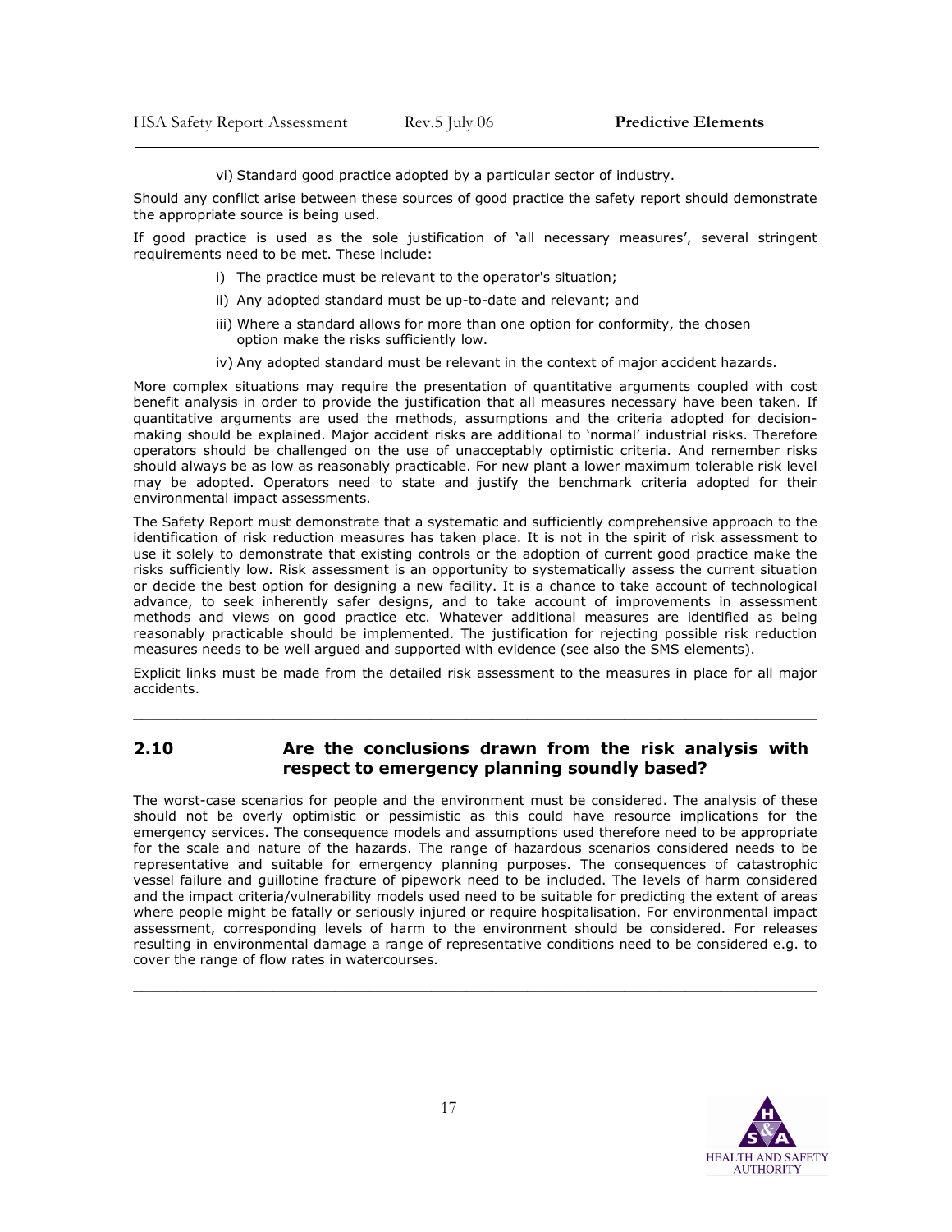vi) Standard good practice adopted by a particular sector of industry.

Should any conflict arise between these sources of good practice the safety report should demonstrate the appropriate source is being used.

If good practice is used as the sole justification of 'all necessary measures', several stringent requirements need to be met. These include:

i) The practice must be relevant to the operator's situation;

ii) Any adopted standard must be up-to-date and relevant; and

iii) Where a standard allows for more than one option for conformity, the chosen option make the risks sufficiently low.

iv) Any adopted standard must be relevant in the context of major accident hazards.

More complex situations may require the presentation of quantitative arguments coupled with cost benefit analysis in order to provide the justification that all measures necessary have been taken. If quantitative arguments are used the methods, assumptions and the criteria adopted for decision-making should be explained. Major accident risks are additional to 'normal' industrial risks. Therefore operators should be challenged on the use of unacceptably optimistic criteria. And remember risks should always be as low as reasonably practicable. For new plant a lower maximum tolerable risk level may be adopted. Operators need to state and justify the benchmark criteria adopted for their environmental impact assessments.

The Safety Report must demonstrate that a systematic and sufficiently comprehensive approach to the identification of risk reduction measures has taken place. It is not in the spirit of risk assessment to use it solely to demonstrate that existing controls or the adoption of current good practice make the risks sufficiently low. Risk assessment is an opportunity to systematically assess the current situation or decide the best option for designing a new facility. It is a chance to take account of technological advance, to seek inherently safer designs, and to take account of improvements in assessment methods and views on good practice etc. Whatever additional measures are identified as being reasonably practicable should be implemented. The justification for rejecting possible risk reduction measures needs to be well argued and supported with evidence (see also the SMS elements).

Explicit links must be made from the detailed risk assessment to the measures in place for all major accidents.

---

## 2.10 Are the conclusions drawn from the risk analysis with respect to emergency planning soundly based?

The worst-case scenarios for people and the environment must be considered. The analysis of these should not be overly optimistic or pessimistic as this could have resource implications for the emergency services. The consequence models and assumptions used therefore need to be appropriate for the scale and nature of the hazards. The range of hazardous scenarios considered needs to be representative and suitable for emergency planning purposes. The consequences of catastrophic vessel failure and guillotine fracture of pipework need to be included. The levels of harm considered and the impact criteria/vulnerability models used need to be suitable for predicting the extent of areas where people might be fatally or seriously injured or require hospitalisation. For environmental impact assessment, corresponding levels of harm to the environment should be considered. For releases resulting in environmental damage a range of representative conditions need to be considered e.g. to cover the range of flow rates in watercourses.

---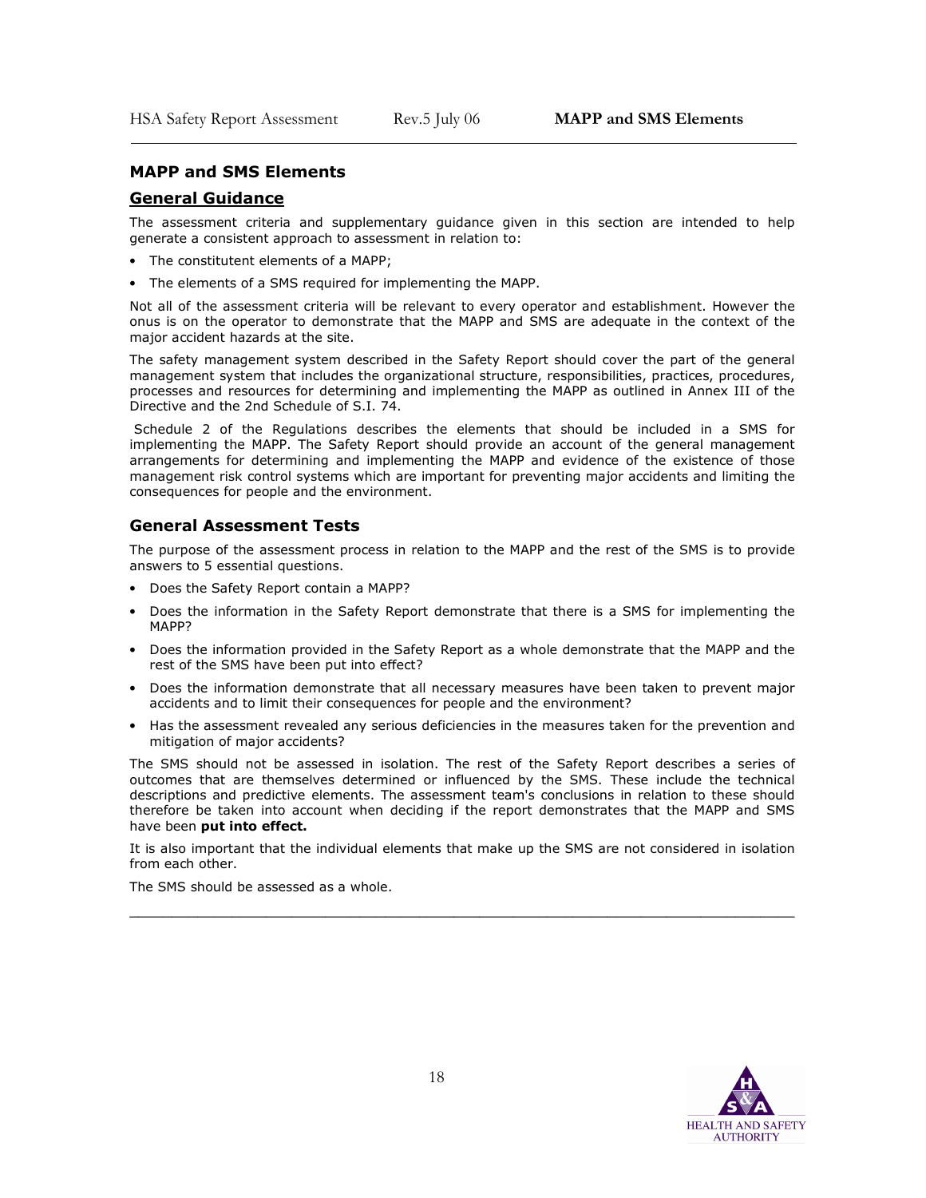## MAPP and SMS Elements

### General Guidance

The assessment criteria and supplementary guidance given in this section are intended to help generate a consistent approach to assessment in relation to:

- The constitutent elements of a MAPP;
- The elements of a SMS required for implementing the MAPP.

Not all of the assessment criteria will be relevant to every operator and establishment. However the onus is on the operator to demonstrate that the MAPP and SMS are adequate in the context of the major accident hazards at the site.

The safety management system described in the Safety Report should cover the part of the general management system that includes the organizational structure, responsibilities, practices, procedures, processes and resources for determining and implementing the MAPP as outlined in Annex III of the Directive and the 2nd Schedule of S.I. 74.

Schedule 2 of the Regulations describes the elements that should be included in a SMS for implementing the MAPP. The Safety Report should provide an account of the general management arrangements for determining and implementing the MAPP and evidence of the existence of those management risk control systems which are important for preventing major accidents and limiting the consequences for people and the environment.

### General Assessment Tests

The purpose of the assessment process in relation to the MAPP and the rest of the SMS is to provide answers to 5 essential questions.

- Does the Safety Report contain a MAPP?
- Does the information in the Safety Report demonstrate that there is a SMS for implementing the MAPP?
- Does the information provided in the Safety Report as a whole demonstrate that the MAPP and the rest of the SMS have been put into effect?
- Does the information demonstrate that all necessary measures have been taken to prevent major accidents and to limit their consequences for people and the environment?
- Has the assessment revealed any serious deficiencies in the measures taken for the prevention and mitigation of major accidents?

The SMS should not be assessed in isolation. The rest of the Safety Report describes a series of outcomes that are themselves determined or influenced by the SMS. These include the technical descriptions and predictive elements. The assessment team's conclusions in relation to these should therefore be taken into account when deciding if the report demonstrates that the MAPP and SMS have been **put into effect.**

It is also important that the individual elements that make up the SMS are not considered in isolation from each other.

The SMS should be assessed as a whole.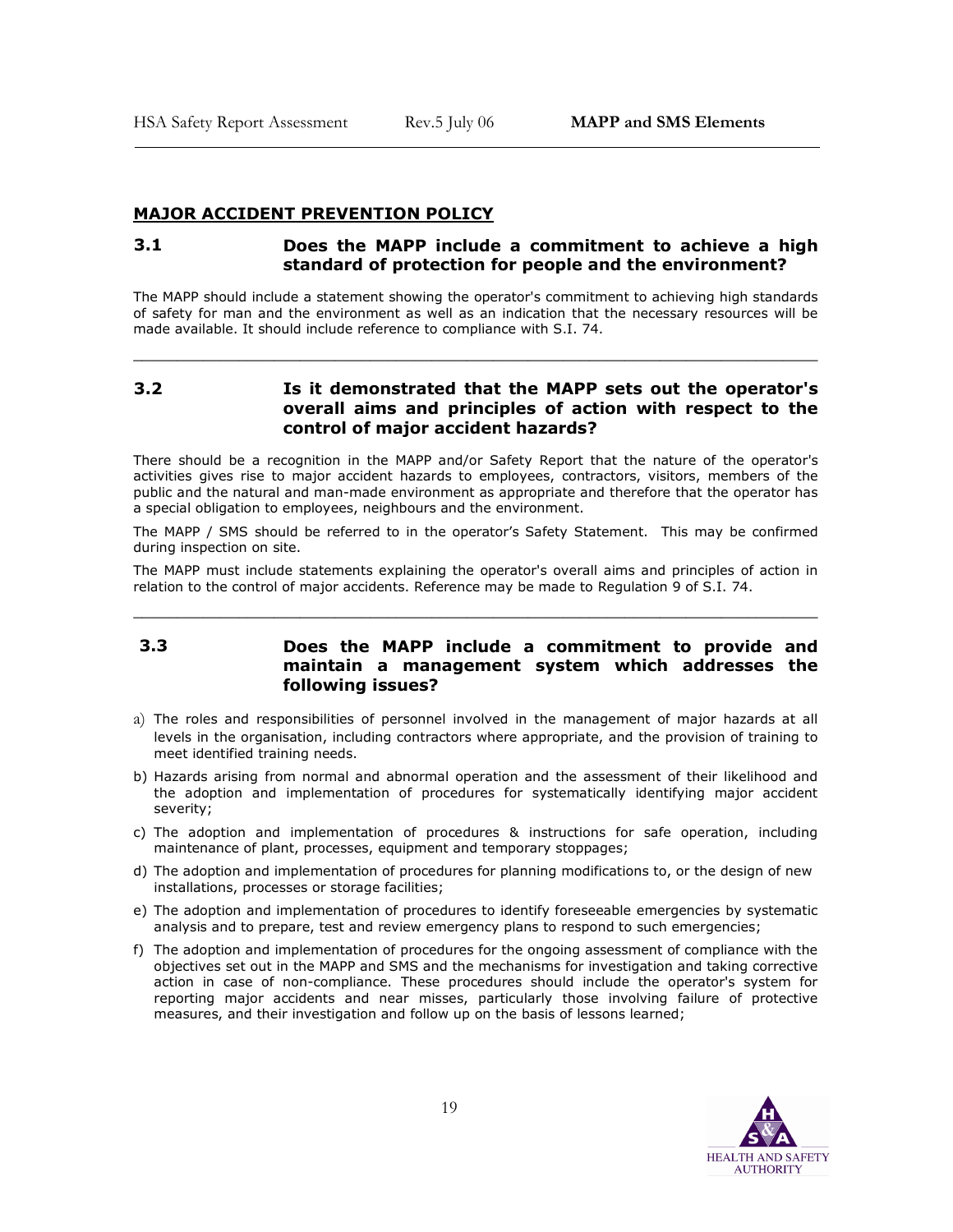## MAJOR ACCIDENT PREVENTION POLICY

### 3.1 Does the MAPP include a commitment to achieve a high standard of protection for people and the environment?

The MAPP should include a statement showing the operator's commitment to achieving high standards of safety for man and the environment as well as an indication that the necessary resources will be made available. It should include reference to compliance with S.I. 74.

---

### 3.2 Is it demonstrated that the MAPP sets out the operator's overall aims and principles of action with respect to the control of major accident hazards?

There should be a recognition in the MAPP and/or Safety Report that the nature of the operator's activities gives rise to major accident hazards to employees, contractors, visitors, members of the public and the natural and man-made environment as appropriate and therefore that the operator has a special obligation to employees, neighbours and the environment.

The MAPP / SMS should be referred to in the operator's Safety Statement. This may be confirmed during inspection on site.

The MAPP must include statements explaining the operator's overall aims and principles of action in relation to the control of major accidents. Reference may be made to Regulation 9 of S.I. 74.

---

### 3.3 Does the MAPP include a commitment to provide and maintain a management system which addresses the following issues?

a) The roles and responsibilities of personnel involved in the management of major hazards at all levels in the organisation, including contractors where appropriate, and the provision of training to meet identified training needs.

b) Hazards arising from normal and abnormal operation and the assessment of their likelihood and the adoption and implementation of procedures for systematically identifying major accident severity;

c) The adoption and implementation of procedures & instructions for safe operation, including maintenance of plant, processes, equipment and temporary stoppages;

d) The adoption and implementation of procedures for planning modifications to, or the design of new installations, processes or storage facilities;

e) The adoption and implementation of procedures to identify foreseeable emergencies by systematic analysis and to prepare, test and review emergency plans to respond to such emergencies;

f) The adoption and implementation of procedures for the ongoing assessment of compliance with the objectives set out in the MAPP and SMS and the mechanisms for investigation and taking corrective action in case of non-compliance. These procedures should include the operator's system for reporting major accidents and near misses, particularly those involving failure of protective measures, and their investigation and follow up on the basis of lessons learned;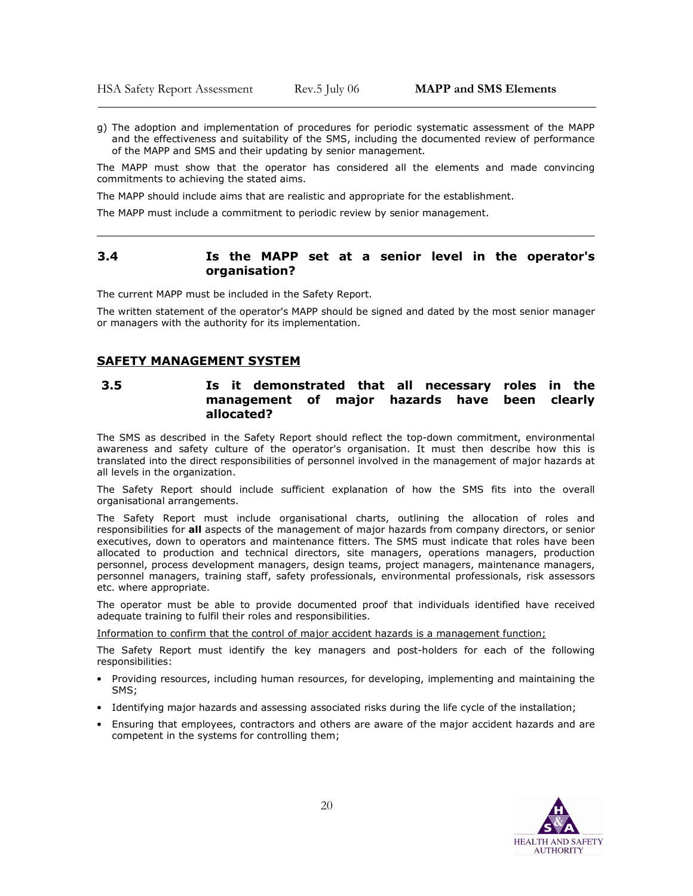g) The adoption and implementation of procedures for periodic systematic assessment of the MAPP and the effectiveness and suitability of the SMS, including the documented review of performance of the MAPP and SMS and their updating by senior management.

The MAPP must show that the operator has considered all the elements and made convincing commitments to achieving the stated aims.

The MAPP should include aims that are realistic and appropriate for the establishment.

The MAPP must include a commitment to periodic review by senior management.

---

### 3.4 Is the MAPP set at a senior level in the operator's organisation?

The current MAPP must be included in the Safety Report.

The written statement of the operator's MAPP should be signed and dated by the most senior manager or managers with the authority for its implementation.

## SAFETY MANAGEMENT SYSTEM

### 3.5 Is it demonstrated that all necessary roles in the management of major hazards have been clearly allocated?

The SMS as described in the Safety Report should reflect the top-down commitment, environmental awareness and safety culture of the operator's organisation. It must then describe how this is translated into the direct responsibilities of personnel involved in the management of major hazards at all levels in the organization.

The Safety Report should include sufficient explanation of how the SMS fits into the overall organisational arrangements.

The Safety Report must include organisational charts, outlining the allocation of roles and responsibilities for **all** aspects of the management of major hazards from company directors, or senior executives, down to operators and maintenance fitters. The SMS must indicate that roles have been allocated to production and technical directors, site managers, operations managers, production personnel, process development managers, design teams, project managers, maintenance managers, personnel managers, training staff, safety professionals, environmental professionals, risk assessors etc. where appropriate.

The operator must be able to provide documented proof that individuals identified have received adequate training to fulfil their roles and responsibilities.

<u>Information to confirm that the control of major accident hazards is a management function;</u>

The Safety Report must identify the key managers and post-holders for each of the following responsibilities:

- Providing resources, including human resources, for developing, implementing and maintaining the SMS;
- Identifying major hazards and assessing associated risks during the life cycle of the installation;
- Ensuring that employees, contractors and others are aware of the major accident hazards and are competent in the systems for controlling them;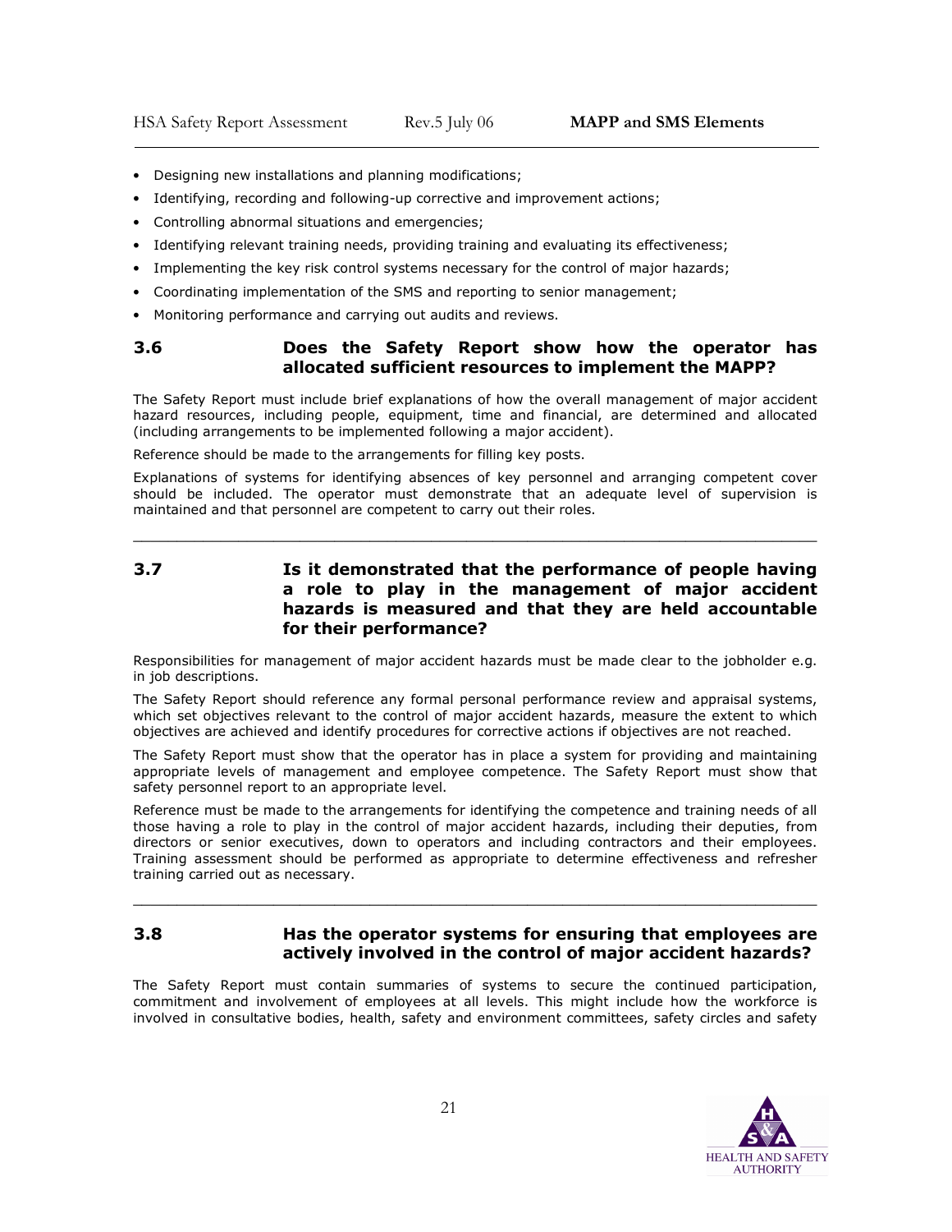- Designing new installations and planning modifications;
- Identifying, recording and following-up corrective and improvement actions;
- Controlling abnormal situations and emergencies;
- Identifying relevant training needs, providing training and evaluating its effectiveness;
- Implementing the key risk control systems necessary for the control of major hazards;
- Coordinating implementation of the SMS and reporting to senior management;
- Monitoring performance and carrying out audits and reviews.

### 3.6 Does the Safety Report show how the operator has allocated sufficient resources to implement the MAPP?

The Safety Report must include brief explanations of how the overall management of major accident hazard resources, including people, equipment, time and financial, are determined and allocated (including arrangements to be implemented following a major accident).

Reference should be made to the arrangements for filling key posts.

Explanations of systems for identifying absences of key personnel and arranging competent cover should be included. The operator must demonstrate that an adequate level of supervision is maintained and that personnel are competent to carry out their roles.

---

### 3.7 Is it demonstrated that the performance of people having a role to play in the management of major accident hazards is measured and that they are held accountable for their performance?

Responsibilities for management of major accident hazards must be made clear to the jobholder e.g. in job descriptions.

The Safety Report should reference any formal personal performance review and appraisal systems, which set objectives relevant to the control of major accident hazards, measure the extent to which objectives are achieved and identify procedures for corrective actions if objectives are not reached.

The Safety Report must show that the operator has in place a system for providing and maintaining appropriate levels of management and employee competence. The Safety Report must show that safety personnel report to an appropriate level.

Reference must be made to the arrangements for identifying the competence and training needs of all those having a role to play in the control of major accident hazards, including their deputies, from directors or senior executives, down to operators and including contractors and their employees. Training assessment should be performed as appropriate to determine effectiveness and refresher training carried out as necessary.

---

### 3.8 Has the operator systems for ensuring that employees are actively involved in the control of major accident hazards?

The Safety Report must contain summaries of systems to secure the continued participation, commitment and involvement of employees at all levels. This might include how the workforce is involved in consultative bodies, health, safety and environment committees, safety circles and safety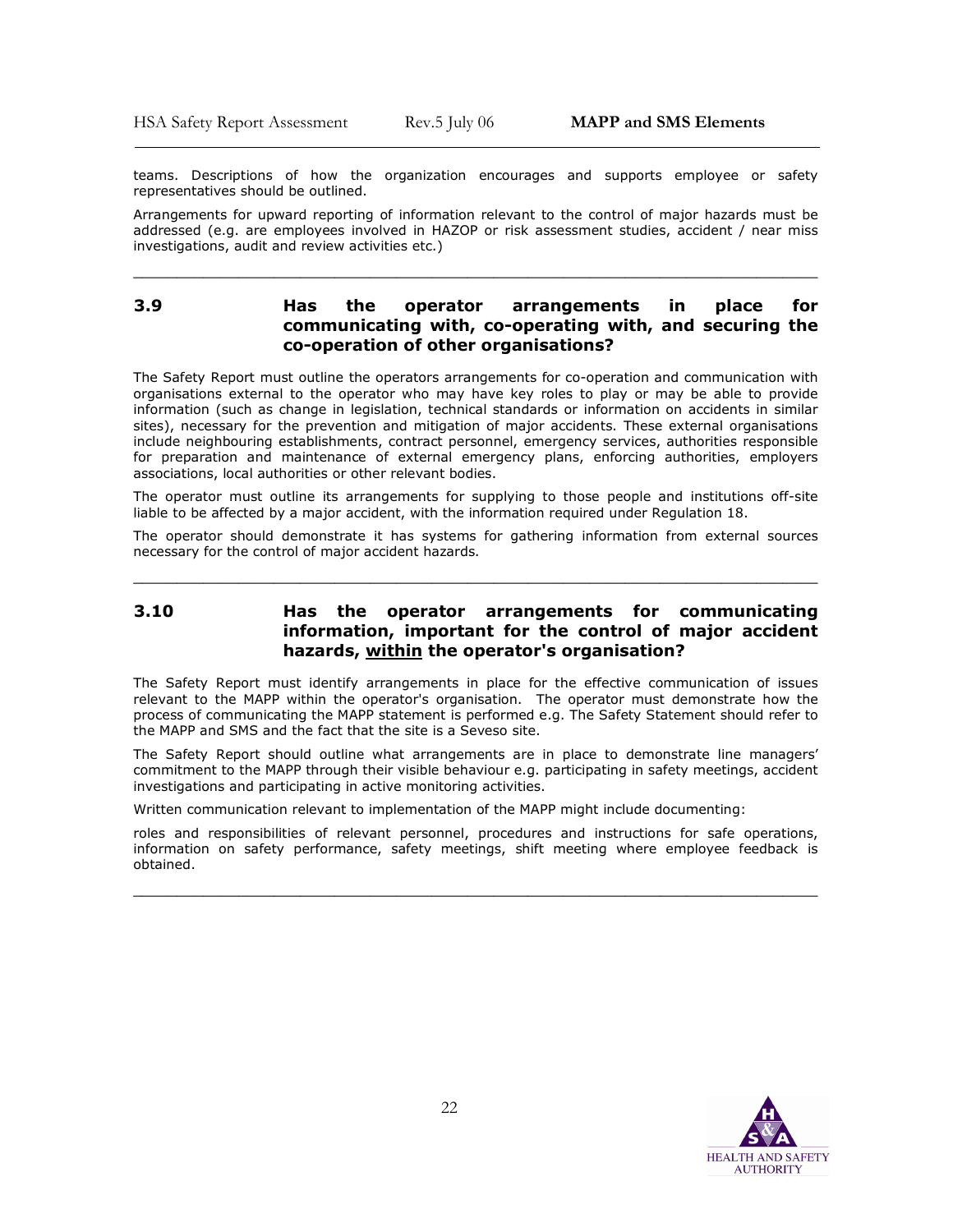teams. Descriptions of how the organization encourages and supports employee or safety representatives should be outlined.

Arrangements for upward reporting of information relevant to the control of major hazards must be addressed (e.g. are employees involved in HAZOP or risk assessment studies, accident / near miss investigations, audit and review activities etc.)

---

### 3.9 Has the operator arrangements in place for communicating with, co-operating with, and securing the co-operation of other organisations?

The Safety Report must outline the operators arrangements for co-operation and communication with organisations external to the operator who may have key roles to play or may be able to provide information (such as change in legislation, technical standards or information on accidents in similar sites), necessary for the prevention and mitigation of major accidents. These external organisations include neighbouring establishments, contract personnel, emergency services, authorities responsible for preparation and maintenance of external emergency plans, enforcing authorities, employers associations, local authorities or other relevant bodies.

The operator must outline its arrangements for supplying to those people and institutions off-site liable to be affected by a major accident, with the information required under Regulation 18.

The operator should demonstrate it has systems for gathering information from external sources necessary for the control of major accident hazards.

---

### 3.10 Has the operator arrangements for communicating information, important for the control of major accident hazards, <u>within</u> the operator's organisation?

The Safety Report must identify arrangements in place for the effective communication of issues relevant to the MAPP within the operator's organisation. The operator must demonstrate how the process of communicating the MAPP statement is performed e.g. The Safety Statement should refer to the MAPP and SMS and the fact that the site is a Seveso site.

The Safety Report should outline what arrangements are in place to demonstrate line managers' commitment to the MAPP through their visible behaviour e.g. participating in safety meetings, accident investigations and participating in active monitoring activities.

Written communication relevant to implementation of the MAPP might include documenting:

roles and responsibilities of relevant personnel, procedures and instructions for safe operations, information on safety performance, safety meetings, shift meeting where employee feedback is obtained.

---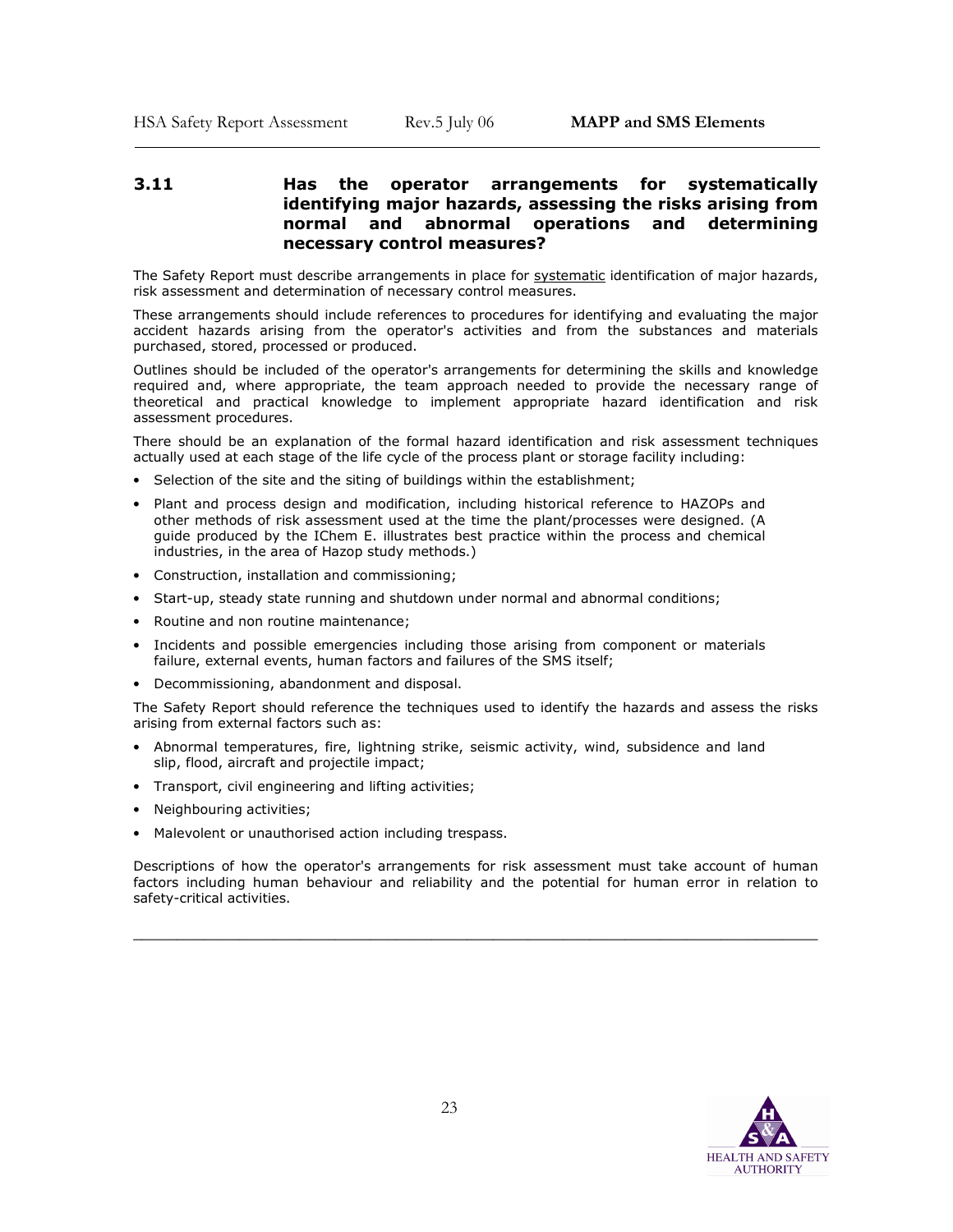### 3.11 Has the operator arrangements for systematically identifying major hazards, assessing the risks arising from normal and abnormal operations and determining necessary control measures?

The Safety Report must describe arrangements in place for systematic identification of major hazards, risk assessment and determination of necessary control measures.

These arrangements should include references to procedures for identifying and evaluating the major accident hazards arising from the operator's activities and from the substances and materials purchased, stored, processed or produced.

Outlines should be included of the operator's arrangements for determining the skills and knowledge required and, where appropriate, the team approach needed to provide the necessary range of theoretical and practical knowledge to implement appropriate hazard identification and risk assessment procedures.

There should be an explanation of the formal hazard identification and risk assessment techniques actually used at each stage of the life cycle of the process plant or storage facility including:

- Selection of the site and the siting of buildings within the establishment;
- Plant and process design and modification, including historical reference to HAZOPs and other methods of risk assessment used at the time the plant/processes were designed. (A guide produced by the IChem E. illustrates best practice within the process and chemical industries, in the area of Hazop study methods.)
- Construction, installation and commissioning;
- Start-up, steady state running and shutdown under normal and abnormal conditions;
- Routine and non routine maintenance;
- Incidents and possible emergencies including those arising from component or materials failure, external events, human factors and failures of the SMS itself;
- Decommissioning, abandonment and disposal.

The Safety Report should reference the techniques used to identify the hazards and assess the risks arising from external factors such as:

- Abnormal temperatures, fire, lightning strike, seismic activity, wind, subsidence and land slip, flood, aircraft and projectile impact;
- Transport, civil engineering and lifting activities;
- Neighbouring activities;
- Malevolent or unauthorised action including trespass.

Descriptions of how the operator's arrangements for risk assessment must take account of human factors including human behaviour and reliability and the potential for human error in relation to safety-critical activities.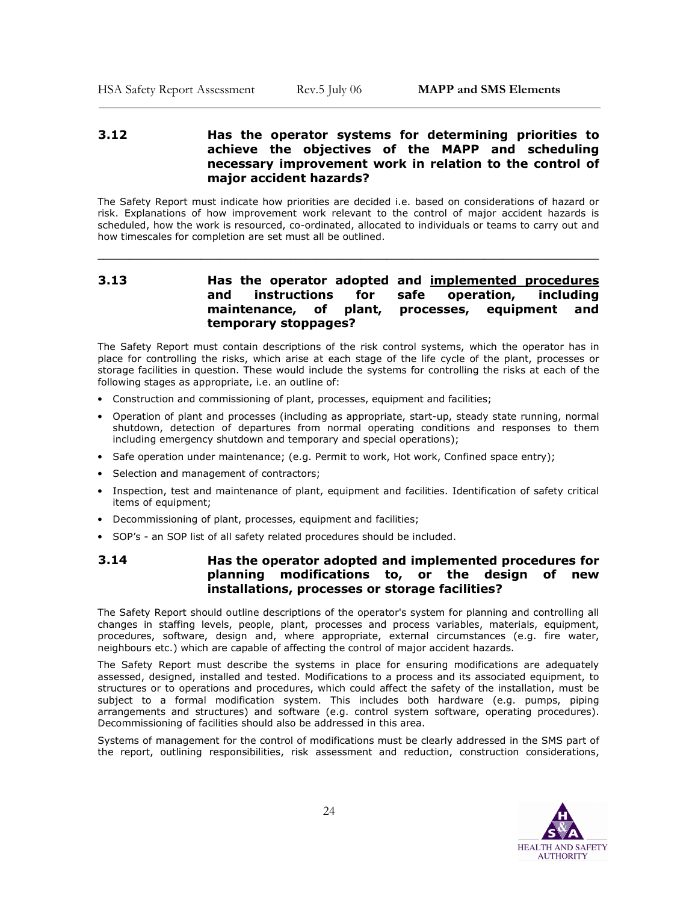### 3.12 Has the operator systems for determining priorities to achieve the objectives of the MAPP and scheduling necessary improvement work in relation to the control of major accident hazards?

The Safety Report must indicate how priorities are decided i.e. based on considerations of hazard or risk. Explanations of how improvement work relevant to the control of major accident hazards is scheduled, how the work is resourced, co-ordinated, allocated to individuals or teams to carry out and how timescales for completion are set must all be outlined.

---

### 3.13 Has the operator adopted and <u>implemented procedures</u> and instructions for safe operation, including maintenance, of plant, processes, equipment and temporary stoppages?

The Safety Report must contain descriptions of the risk control systems, which the operator has in place for controlling the risks, which arise at each stage of the life cycle of the plant, processes or storage facilities in question. These would include the systems for controlling the risks at each of the following stages as appropriate, i.e. an outline of:

- Construction and commissioning of plant, processes, equipment and facilities;
- Operation of plant and processes (including as appropriate, start-up, steady state running, normal shutdown, detection of departures from normal operating conditions and responses to them including emergency shutdown and temporary and special operations);
- Safe operation under maintenance; (e.g. Permit to work, Hot work, Confined space entry);
- Selection and management of contractors;
- Inspection, test and maintenance of plant, equipment and facilities. Identification of safety critical items of equipment;
- Decommissioning of plant, processes, equipment and facilities;
- SOP's - an SOP list of all safety related procedures should be included.

### 3.14 Has the operator adopted and implemented procedures for planning modifications to, or the design of new installations, processes or storage facilities?

The Safety Report should outline descriptions of the operator's system for planning and controlling all changes in staffing levels, people, plant, processes and process variables, materials, equipment, procedures, software, design and, where appropriate, external circumstances (e.g. fire water, neighbours etc.) which are capable of affecting the control of major accident hazards.

The Safety Report must describe the systems in place for ensuring modifications are adequately assessed, designed, installed and tested. Modifications to a process and its associated equipment, to structures or to operations and procedures, which could affect the safety of the installation, must be subject to a formal modification system. This includes both hardware (e.g. pumps, piping arrangements and structures) and software (e.g. control system software, operating procedures). Decommissioning of facilities should also be addressed in this area.

Systems of management for the control of modifications must be clearly addressed in the SMS part of the report, outlining responsibilities, risk assessment and reduction, construction considerations,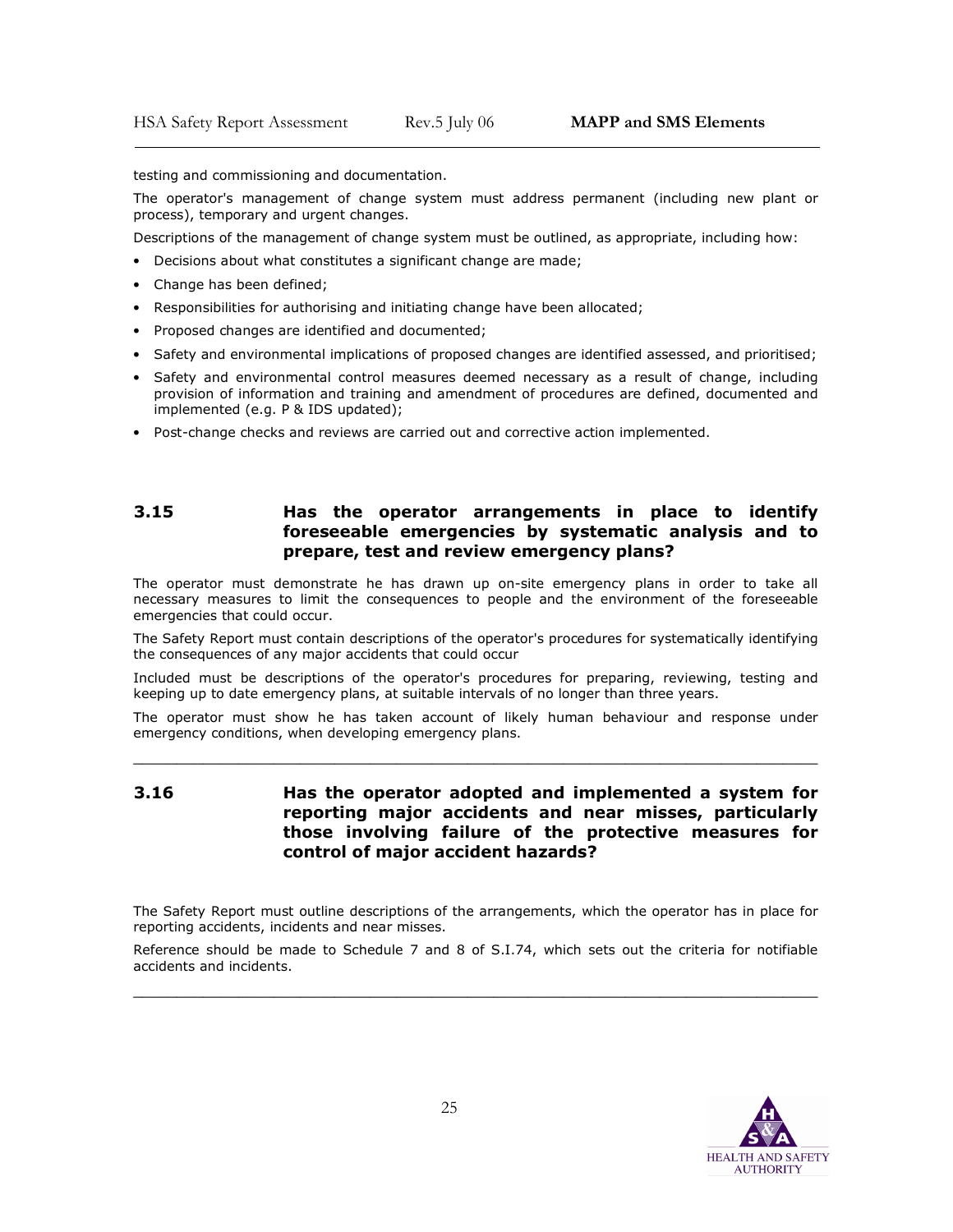testing and commissioning and documentation.

The operator's management of change system must address permanent (including new plant or process), temporary and urgent changes.

Descriptions of the management of change system must be outlined, as appropriate, including how:

- Decisions about what constitutes a significant change are made;
- Change has been defined;
- Responsibilities for authorising and initiating change have been allocated;
- Proposed changes are identified and documented;
- Safety and environmental implications of proposed changes are identified assessed, and prioritised;
- Safety and environmental control measures deemed necessary as a result of change, including provision of information and training and amendment of procedures are defined, documented and implemented (e.g. P & IDS updated);
- Post-change checks and reviews are carried out and corrective action implemented.

## 3.15 Has the operator arrangements in place to identify foreseeable emergencies by systematic analysis and to prepare, test and review emergency plans?

The operator must demonstrate he has drawn up on-site emergency plans in order to take all necessary measures to limit the consequences to people and the environment of the foreseeable emergencies that could occur.

The Safety Report must contain descriptions of the operator's procedures for systematically identifying the consequences of any major accidents that could occur

Included must be descriptions of the operator's procedures for preparing, reviewing, testing and keeping up to date emergency plans, at suitable intervals of no longer than three years.

The operator must show he has taken account of likely human behaviour and response under emergency conditions, when developing emergency plans.

---

## 3.16 Has the operator adopted and implemented a system for reporting major accidents and near misses, particularly those involving failure of the protective measures for control of major accident hazards?

The Safety Report must outline descriptions of the arrangements, which the operator has in place for reporting accidents, incidents and near misses.

Reference should be made to Schedule 7 and 8 of S.I.74, which sets out the criteria for notifiable accidents and incidents.

---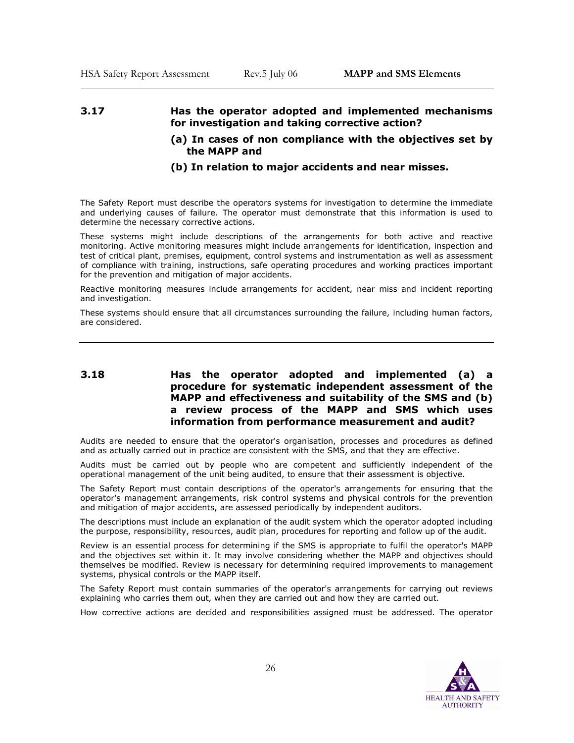### 3.17 Has the operator adopted and implemented mechanisms for investigation and taking corrective action?

**(a) In cases of non compliance with the objectives set by the MAPP and**

**(b) In relation to major accidents and near misses.**

The Safety Report must describe the operators systems for investigation to determine the immediate and underlying causes of failure. The operator must demonstrate that this information is used to determine the necessary corrective actions.

These systems might include descriptions of the arrangements for both active and reactive monitoring. Active monitoring measures might include arrangements for identification, inspection and test of critical plant, premises, equipment, control systems and instrumentation as well as assessment of compliance with training, instructions, safe operating procedures and working practices important for the prevention and mitigation of major accidents.

Reactive monitoring measures include arrangements for accident, near miss and incident reporting and investigation.

These systems should ensure that all circumstances surrounding the failure, including human factors, are considered.

---

### 3.18 Has the operator adopted and implemented (a) a procedure for systematic independent assessment of the MAPP and effectiveness and suitability of the SMS and (b) a review process of the MAPP and SMS which uses information from performance measurement and audit?

Audits are needed to ensure that the operator's organisation, processes and procedures as defined and as actually carried out in practice are consistent with the SMS, and that they are effective.

Audits must be carried out by people who are competent and sufficiently independent of the operational management of the unit being audited, to ensure that their assessment is objective.

The Safety Report must contain descriptions of the operator's arrangements for ensuring that the operator's management arrangements, risk control systems and physical controls for the prevention and mitigation of major accidents, are assessed periodically by independent auditors.

The descriptions must include an explanation of the audit system which the operator adopted including the purpose, responsibility, resources, audit plan, procedures for reporting and follow up of the audit.

Review is an essential process for determining if the SMS is appropriate to fulfil the operator's MAPP and the objectives set within it. It may involve considering whether the MAPP and objectives should themselves be modified. Review is necessary for determining required improvements to management systems, physical controls or the MAPP itself.

The Safety Report must contain summaries of the operator's arrangements for carrying out reviews explaining who carries them out, when they are carried out and how they are carried out.

How corrective actions are decided and responsibilities assigned must be addressed. The operator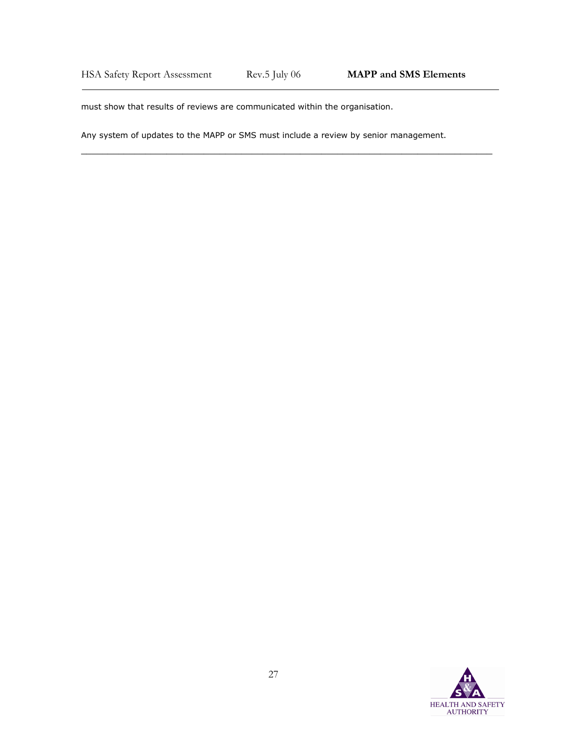must show that results of reviews are communicated within the organisation.

Any system of updates to the MAPP or SMS must include a review by senior management.

---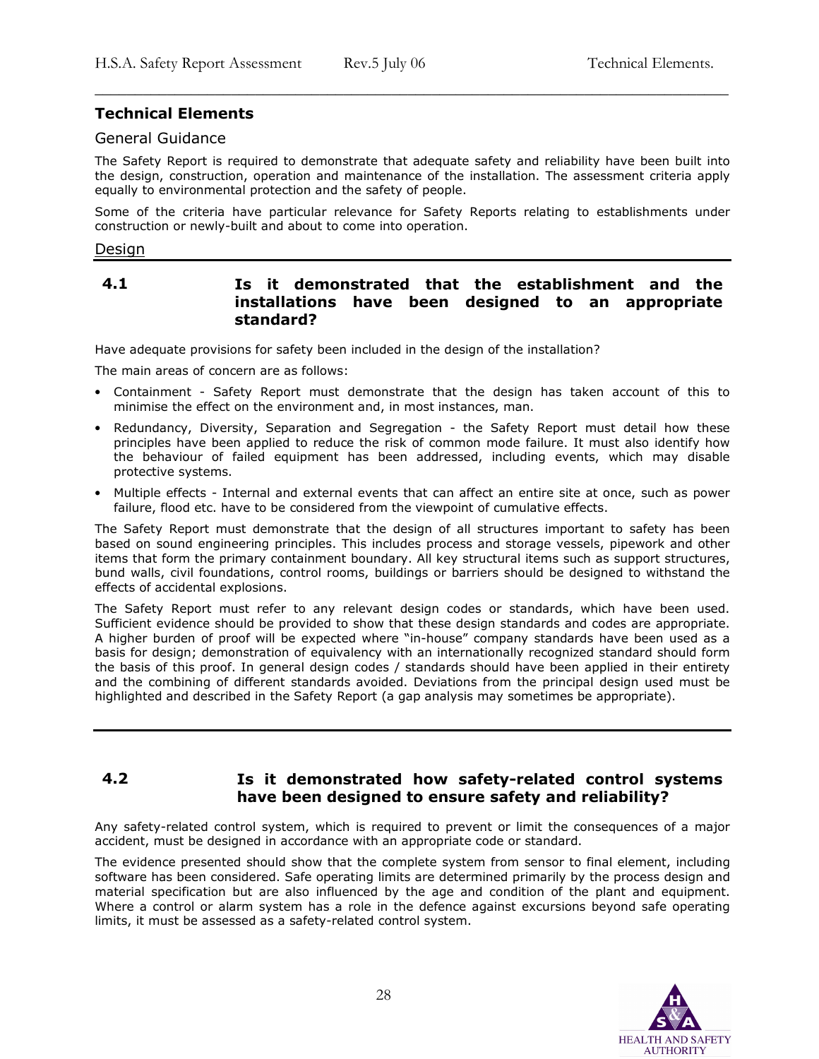## Technical Elements

### General Guidance

The Safety Report is required to demonstrate that adequate safety and reliability have been built into the design, construction, operation and maintenance of the installation. The assessment criteria apply equally to environmental protection and the safety of people.

Some of the criteria have particular relevance for Safety Reports relating to establishments under construction or newly-built and about to come into operation.

### Design

#### 4.1 Is it demonstrated that the establishment and the installations have been designed to an appropriate standard?

Have adequate provisions for safety been included in the design of the installation?

The main areas of concern are as follows:

- Containment - Safety Report must demonstrate that the design has taken account of this to minimise the effect on the environment and, in most instances, man.
- Redundancy, Diversity, Separation and Segregation - the Safety Report must detail how these principles have been applied to reduce the risk of common mode failure. It must also identify how the behaviour of failed equipment has been addressed, including events, which may disable protective systems.
- Multiple effects - Internal and external events that can affect an entire site at once, such as power failure, flood etc. have to be considered from the viewpoint of cumulative effects.

The Safety Report must demonstrate that the design of all structures important to safety has been based on sound engineering principles. This includes process and storage vessels, pipework and other items that form the primary containment boundary. All key structural items such as support structures, bund walls, civil foundations, control rooms, buildings or barriers should be designed to withstand the effects of accidental explosions.

The Safety Report must refer to any relevant design codes or standards, which have been used. Sufficient evidence should be provided to show that these design standards and codes are appropriate. A higher burden of proof will be expected where "in-house" company standards have been used as a basis for design; demonstration of equivalency with an internationally recognized standard should form the basis of this proof. In general design codes / standards should have been applied in their entirety and the combining of different standards avoided. Deviations from the principal design used must be highlighted and described in the Safety Report (a gap analysis may sometimes be appropriate).

#### 4.2 Is it demonstrated how safety-related control systems have been designed to ensure safety and reliability?

Any safety-related control system, which is required to prevent or limit the consequences of a major accident, must be designed in accordance with an appropriate code or standard.

The evidence presented should show that the complete system from sensor to final element, including software has been considered. Safe operating limits are determined primarily by the process design and material specification but are also influenced by the age and condition of the plant and equipment. Where a control or alarm system has a role in the defence against excursions beyond safe operating limits, it must be assessed as a safety-related control system.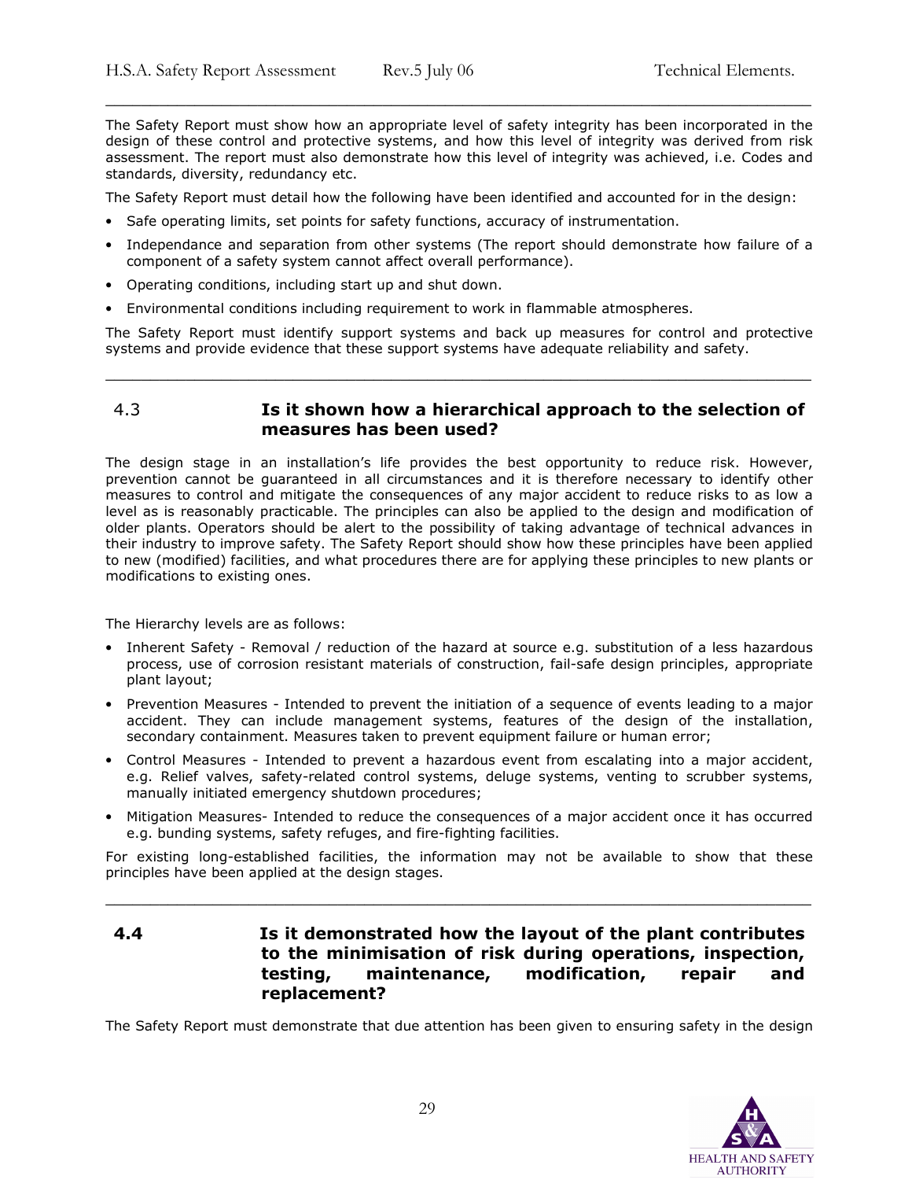The Safety Report must show how an appropriate level of safety integrity has been incorporated in the design of these control and protective systems, and how this level of integrity was derived from risk assessment. The report must also demonstrate how this level of integrity was achieved, i.e. Codes and standards, diversity, redundancy etc.

The Safety Report must detail how the following have been identified and accounted for in the design:

- Safe operating limits, set points for safety functions, accuracy of instrumentation.
- Independance and separation from other systems (The report should demonstrate how failure of a component of a safety system cannot affect overall performance).
- Operating conditions, including start up and shut down.
- Environmental conditions including requirement to work in flammable atmospheres.

The Safety Report must identify support systems and back up measures for control and protective systems and provide evidence that these support systems have adequate reliability and safety.

## 4.3 Is it shown how a hierarchical approach to the selection of measures has been used?

The design stage in an installation's life provides the best opportunity to reduce risk. However, prevention cannot be guaranteed in all circumstances and it is therefore necessary to identify other measures to control and mitigate the consequences of any major accident to reduce risks to as low a level as is reasonably practicable. The principles can also be applied to the design and modification of older plants. Operators should be alert to the possibility of taking advantage of technical advances in their industry to improve safety. The Safety Report should show how these principles have been applied to new (modified) facilities, and what procedures there are for applying these principles to new plants or modifications to existing ones.

The Hierarchy levels are as follows:

- Inherent Safety - Removal / reduction of the hazard at source e.g. substitution of a less hazardous process, use of corrosion resistant materials of construction, fail-safe design principles, appropriate plant layout;
- Prevention Measures - Intended to prevent the initiation of a sequence of events leading to a major accident. They can include management systems, features of the design of the installation, secondary containment. Measures taken to prevent equipment failure or human error;
- Control Measures - Intended to prevent a hazardous event from escalating into a major accident, e.g. Relief valves, safety-related control systems, deluge systems, venting to scrubber systems, manually initiated emergency shutdown procedures;
- Mitigation Measures- Intended to reduce the consequences of a major accident once it has occurred e.g. bunding systems, safety refuges, and fire-fighting facilities.

For existing long-established facilities, the information may not be available to show that these principles have been applied at the design stages.

## 4.4 Is it demonstrated how the layout of the plant contributes to the minimisation of risk during operations, inspection, testing, maintenance, modification, repair and replacement?

The Safety Report must demonstrate that due attention has been given to ensuring safety in the design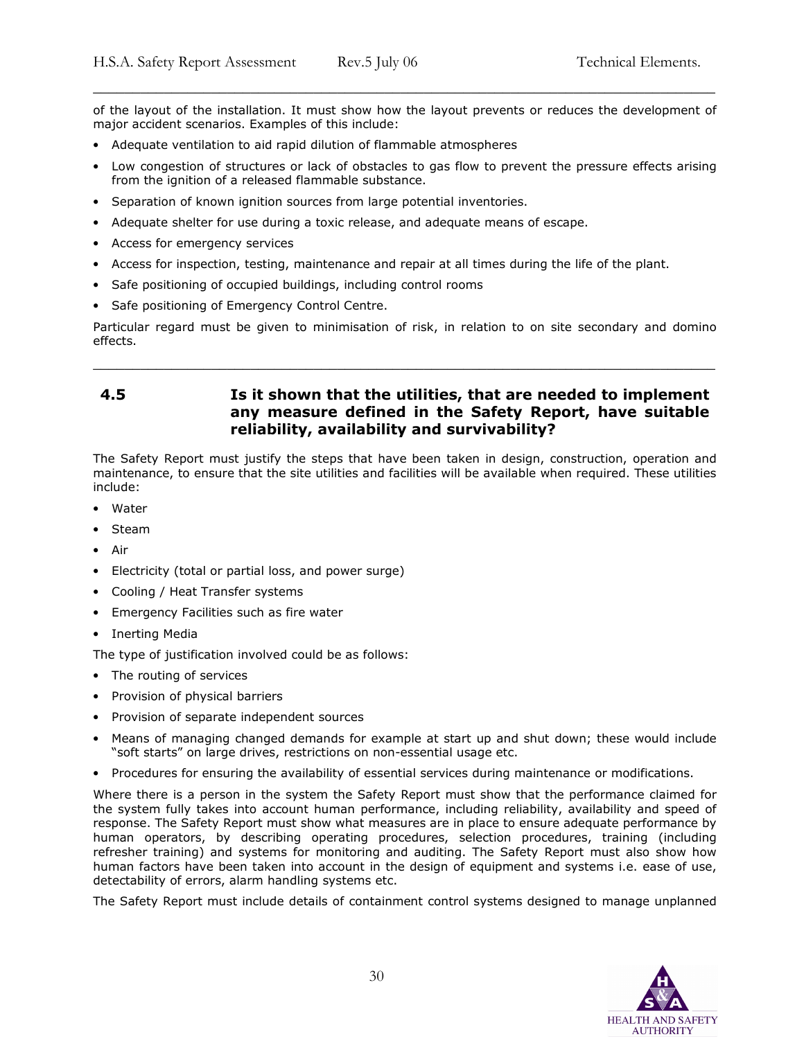of the layout of the installation. It must show how the layout prevents or reduces the development of major accident scenarios. Examples of this include:

- Adequate ventilation to aid rapid dilution of flammable atmospheres
- Low congestion of structures or lack of obstacles to gas flow to prevent the pressure effects arising from the ignition of a released flammable substance.
- Separation of known ignition sources from large potential inventories.
- Adequate shelter for use during a toxic release, and adequate means of escape.
- Access for emergency services
- Access for inspection, testing, maintenance and repair at all times during the life of the plant.
- Safe positioning of occupied buildings, including control rooms
- Safe positioning of Emergency Control Centre.

Particular regard must be given to minimisation of risk, in relation to on site secondary and domino effects.

---

### 4.5 Is it shown that the utilities, that are needed to implement any measure defined in the Safety Report, have suitable reliability, availability and survivability?

The Safety Report must justify the steps that have been taken in design, construction, operation and maintenance, to ensure that the site utilities and facilities will be available when required. These utilities include:

- Water
- Steam
- Air
- Electricity (total or partial loss, and power surge)
- Cooling / Heat Transfer systems
- Emergency Facilities such as fire water
- Inerting Media

The type of justification involved could be as follows:

- The routing of services
- Provision of physical barriers
- Provision of separate independent sources
- Means of managing changed demands for example at start up and shut down; these would include "soft starts" on large drives, restrictions on non-essential usage etc.
- Procedures for ensuring the availability of essential services during maintenance or modifications.

Where there is a person in the system the Safety Report must show that the performance claimed for the system fully takes into account human performance, including reliability, availability and speed of response. The Safety Report must show what measures are in place to ensure adequate performance by human operators, by describing operating procedures, selection procedures, training (including refresher training) and systems for monitoring and auditing. The Safety Report must also show how human factors have been taken into account in the design of equipment and systems i.e. ease of use, detectability of errors, alarm handling systems etc.

The Safety Report must include details of containment control systems designed to manage unplanned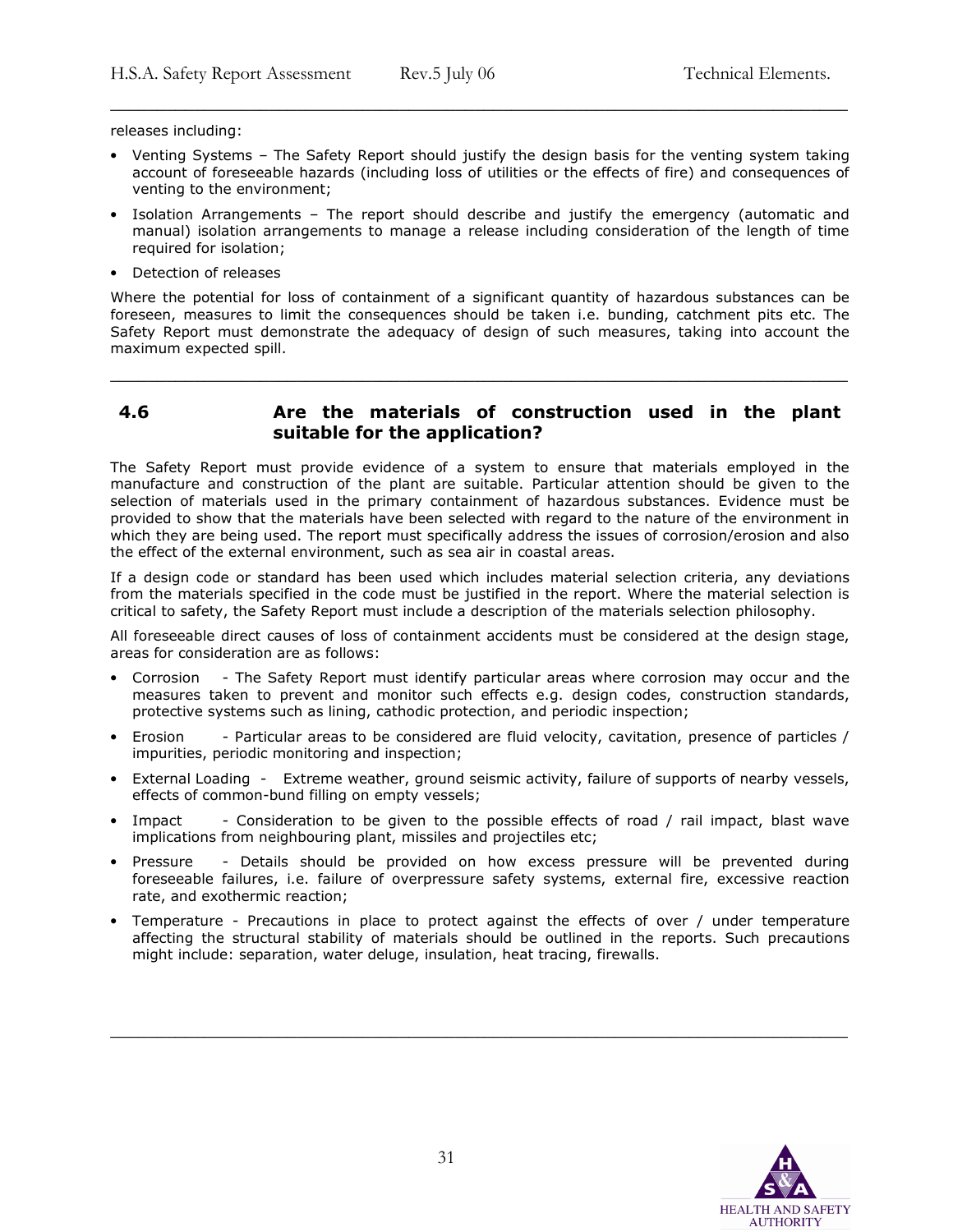releases including:

- Venting Systems – The Safety Report should justify the design basis for the venting system taking account of foreseeable hazards (including loss of utilities or the effects of fire) and consequences of venting to the environment;
- Isolation Arrangements – The report should describe and justify the emergency (automatic and manual) isolation arrangements to manage a release including consideration of the length of time required for isolation;
- Detection of releases

Where the potential for loss of containment of a significant quantity of hazardous substances can be foreseen, measures to limit the consequences should be taken i.e. bunding, catchment pits etc. The Safety Report must demonstrate the adequacy of design of such measures, taking into account the maximum expected spill.

---

## 4.6 Are the materials of construction used in the plant suitable for the application?

The Safety Report must provide evidence of a system to ensure that materials employed in the manufacture and construction of the plant are suitable. Particular attention should be given to the selection of materials used in the primary containment of hazardous substances. Evidence must be provided to show that the materials have been selected with regard to the nature of the environment in which they are being used. The report must specifically address the issues of corrosion/erosion and also the effect of the external environment, such as sea air in coastal areas.

If a design code or standard has been used which includes material selection criteria, any deviations from the materials specified in the code must be justified in the report. Where the material selection is critical to safety, the Safety Report must include a description of the materials selection philosophy.

All foreseeable direct causes of loss of containment accidents must be considered at the design stage, areas for consideration are as follows:

- Corrosion - The Safety Report must identify particular areas where corrosion may occur and the measures taken to prevent and monitor such effects e.g. design codes, construction standards, protective systems such as lining, cathodic protection, and periodic inspection;
- Erosion - Particular areas to be considered are fluid velocity, cavitation, presence of particles / impurities, periodic monitoring and inspection;
- External Loading - Extreme weather, ground seismic activity, failure of supports of nearby vessels, effects of common-bund filling on empty vessels;
- Impact - Consideration to be given to the possible effects of road / rail impact, blast wave implications from neighbouring plant, missiles and projectiles etc;
- Pressure - Details should be provided on how excess pressure will be prevented during foreseeable failures, i.e. failure of overpressure safety systems, external fire, excessive reaction rate, and exothermic reaction;
- Temperature - Precautions in place to protect against the effects of over / under temperature affecting the structural stability of materials should be outlined in the reports. Such precautions might include: separation, water deluge, insulation, heat tracing, firewalls.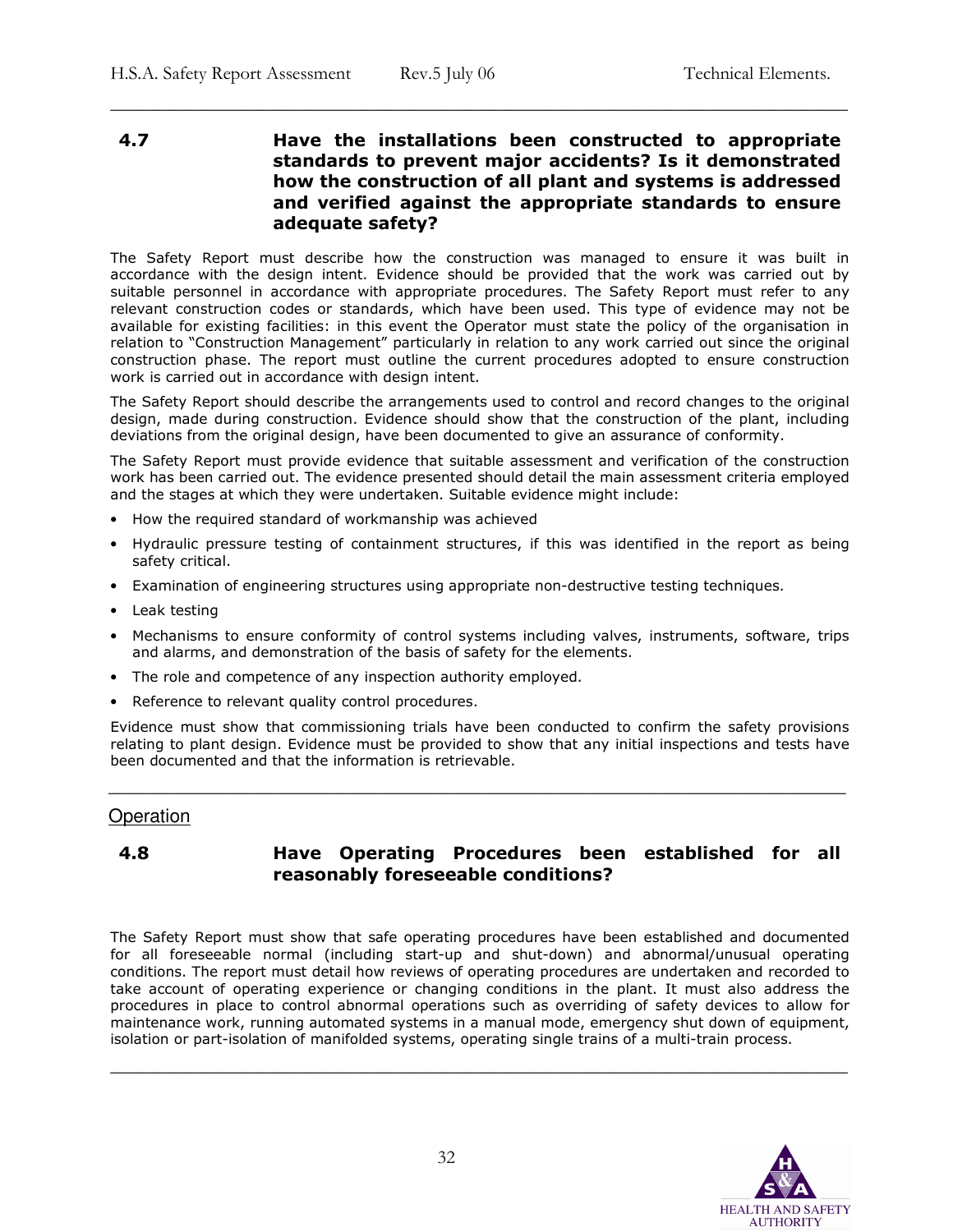## 4.7 Have the installations been constructed to appropriate standards to prevent major accidents? Is it demonstrated how the construction of all plant and systems is addressed and verified against the appropriate standards to ensure adequate safety?

The Safety Report must describe how the construction was managed to ensure it was built in accordance with the design intent. Evidence should be provided that the work was carried out by suitable personnel in accordance with appropriate procedures. The Safety Report must refer to any relevant construction codes or standards, which have been used. This type of evidence may not be available for existing facilities: in this event the Operator must state the policy of the organisation in relation to "Construction Management" particularly in relation to any work carried out since the original construction phase. The report must outline the current procedures adopted to ensure construction work is carried out in accordance with design intent.

The Safety Report should describe the arrangements used to control and record changes to the original design, made during construction. Evidence should show that the construction of the plant, including deviations from the original design, have been documented to give an assurance of conformity.

The Safety Report must provide evidence that suitable assessment and verification of the construction work has been carried out. The evidence presented should detail the main assessment criteria employed and the stages at which they were undertaken. Suitable evidence might include:

- How the required standard of workmanship was achieved
- Hydraulic pressure testing of containment structures, if this was identified in the report as being safety critical.
- Examination of engineering structures using appropriate non-destructive testing techniques.
- Leak testing
- Mechanisms to ensure conformity of control systems including valves, instruments, software, trips and alarms, and demonstration of the basis of safety for the elements.
- The role and competence of any inspection authority employed.
- Reference to relevant quality control procedures.

Evidence must show that commissioning trials have been conducted to confirm the safety provisions relating to plant design. Evidence must be provided to show that any initial inspections and tests have been documented and that the information is retrievable.

---

### Operation

## 4.8 Have Operating Procedures been established for all reasonably foreseeable conditions?

The Safety Report must show that safe operating procedures have been established and documented for all foreseeable normal (including start-up and shut-down) and abnormal/unusual operating conditions. The report must detail how reviews of operating procedures are undertaken and recorded to take account of operating experience or changing conditions in the plant. It must also address the procedures in place to control abnormal operations such as overriding of safety devices to allow for maintenance work, running automated systems in a manual mode, emergency shut down of equipment, isolation or part-isolation of manifolded systems, operating single trains of a multi-train process.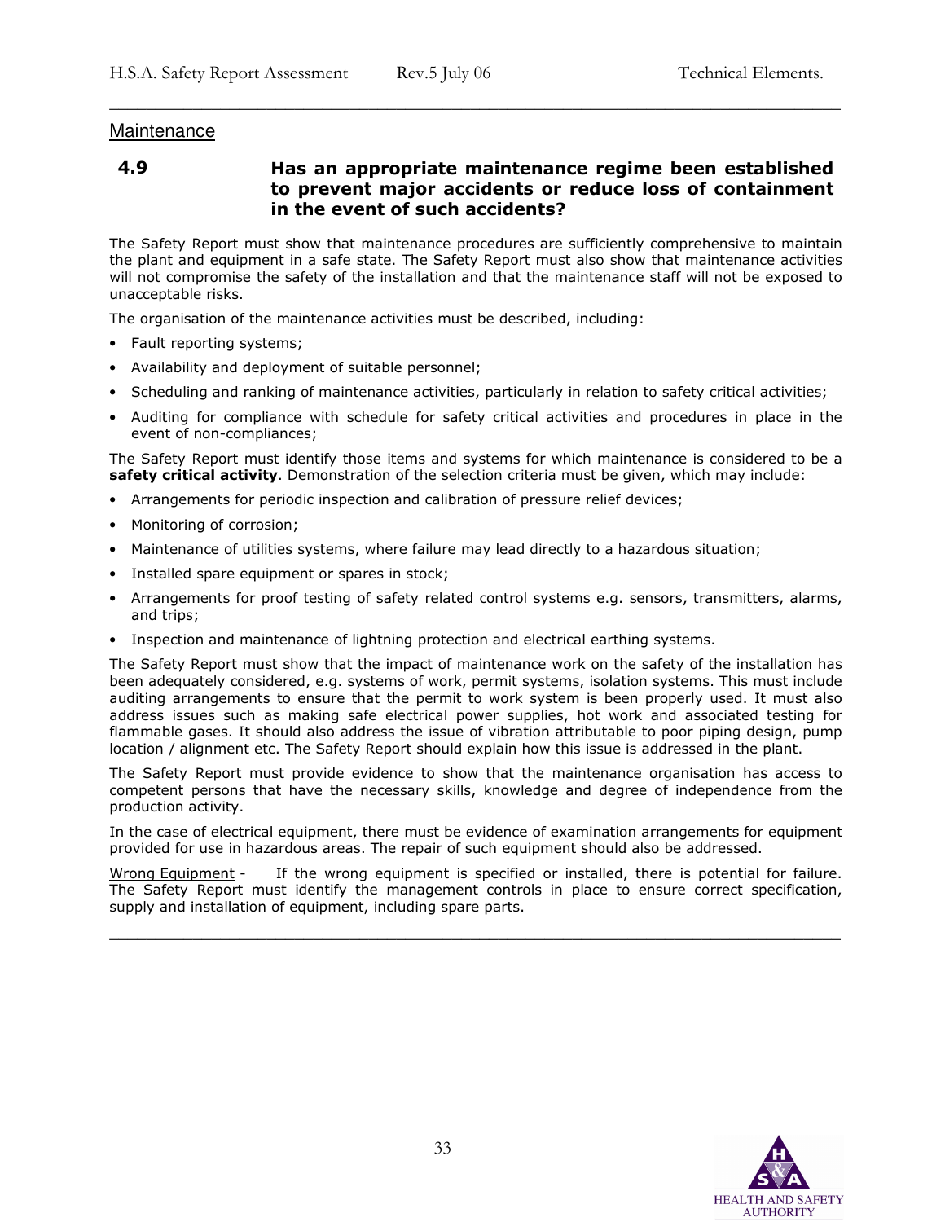## Maintenance

### 4.9 Has an appropriate maintenance regime been established to prevent major accidents or reduce loss of containment in the event of such accidents?

The Safety Report must show that maintenance procedures are sufficiently comprehensive to maintain the plant and equipment in a safe state. The Safety Report must also show that maintenance activities will not compromise the safety of the installation and that the maintenance staff will not be exposed to unacceptable risks.

The organisation of the maintenance activities must be described, including:

- Fault reporting systems;
- Availability and deployment of suitable personnel;
- Scheduling and ranking of maintenance activities, particularly in relation to safety critical activities;
- Auditing for compliance with schedule for safety critical activities and procedures in place in the event of non-compliances;

The Safety Report must identify those items and systems for which maintenance is considered to be a **safety critical activity**. Demonstration of the selection criteria must be given, which may include:

- Arrangements for periodic inspection and calibration of pressure relief devices;
- Monitoring of corrosion;
- Maintenance of utilities systems, where failure may lead directly to a hazardous situation;
- Installed spare equipment or spares in stock;
- Arrangements for proof testing of safety related control systems e.g. sensors, transmitters, alarms, and trips;
- Inspection and maintenance of lightning protection and electrical earthing systems.

The Safety Report must show that the impact of maintenance work on the safety of the installation has been adequately considered, e.g. systems of work, permit systems, isolation systems. This must include auditing arrangements to ensure that the permit to work system is been properly used. It must also address issues such as making safe electrical power supplies, hot work and associated testing for flammable gases. It should also address the issue of vibration attributable to poor piping design, pump location / alignment etc. The Safety Report should explain how this issue is addressed in the plant.

The Safety Report must provide evidence to show that the maintenance organisation has access to competent persons that have the necessary skills, knowledge and degree of independence from the production activity.

In the case of electrical equipment, there must be evidence of examination arrangements for equipment provided for use in hazardous areas. The repair of such equipment should also be addressed.

Wrong Equipment - If the wrong equipment is specified or installed, there is potential for failure. The Safety Report must identify the management controls in place to ensure correct specification, supply and installation of equipment, including spare parts.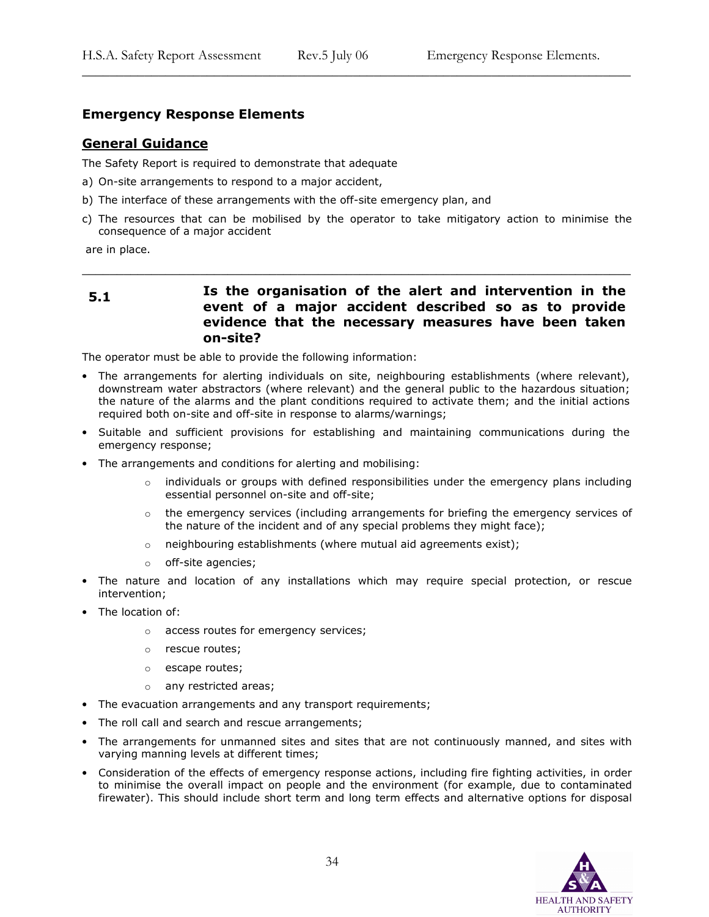## Emergency Response Elements

### General Guidance

The Safety Report is required to demonstrate that adequate

a) On-site arrangements to respond to a major accident,

b) The interface of these arrangements with the off-site emergency plan, and

c) The resources that can be mobilised by the operator to take mitigatory action to minimise the consequence of a major accident

are in place.

---

### 5.1 Is the organisation of the alert and intervention in the event of a major accident described so as to provide evidence that the necessary measures have been taken on-site?

The operator must be able to provide the following information:

- The arrangements for alerting individuals on site, neighbouring establishments (where relevant), downstream water abstractors (where relevant) and the general public to the hazardous situation; the nature of the alarms and the plant conditions required to activate them; and the initial actions required both on-site and off-site in response to alarms/warnings;
- Suitable and sufficient provisions for establishing and maintaining communications during the emergency response;
- The arrangements and conditions for alerting and mobilising:
    - individuals or groups with defined responsibilities under the emergency plans including essential personnel on-site and off-site;
    - the emergency services (including arrangements for briefing the emergency services of the nature of the incident and of any special problems they might face);
    - neighbouring establishments (where mutual aid agreements exist);
    - off-site agencies;
- The nature and location of any installations which may require special protection, or rescue intervention;
- The location of:
    - access routes for emergency services;
    - rescue routes;
    - escape routes;
    - any restricted areas;
- The evacuation arrangements and any transport requirements;
- The roll call and search and rescue arrangements;
- The arrangements for unmanned sites and sites that are not continuously manned, and sites with varying manning levels at different times;
- Consideration of the effects of emergency response actions, including fire fighting activities, in order to minimise the overall impact on people and the environment (for example, due to contaminated firewater). This should include short term and long term effects and alternative options for disposal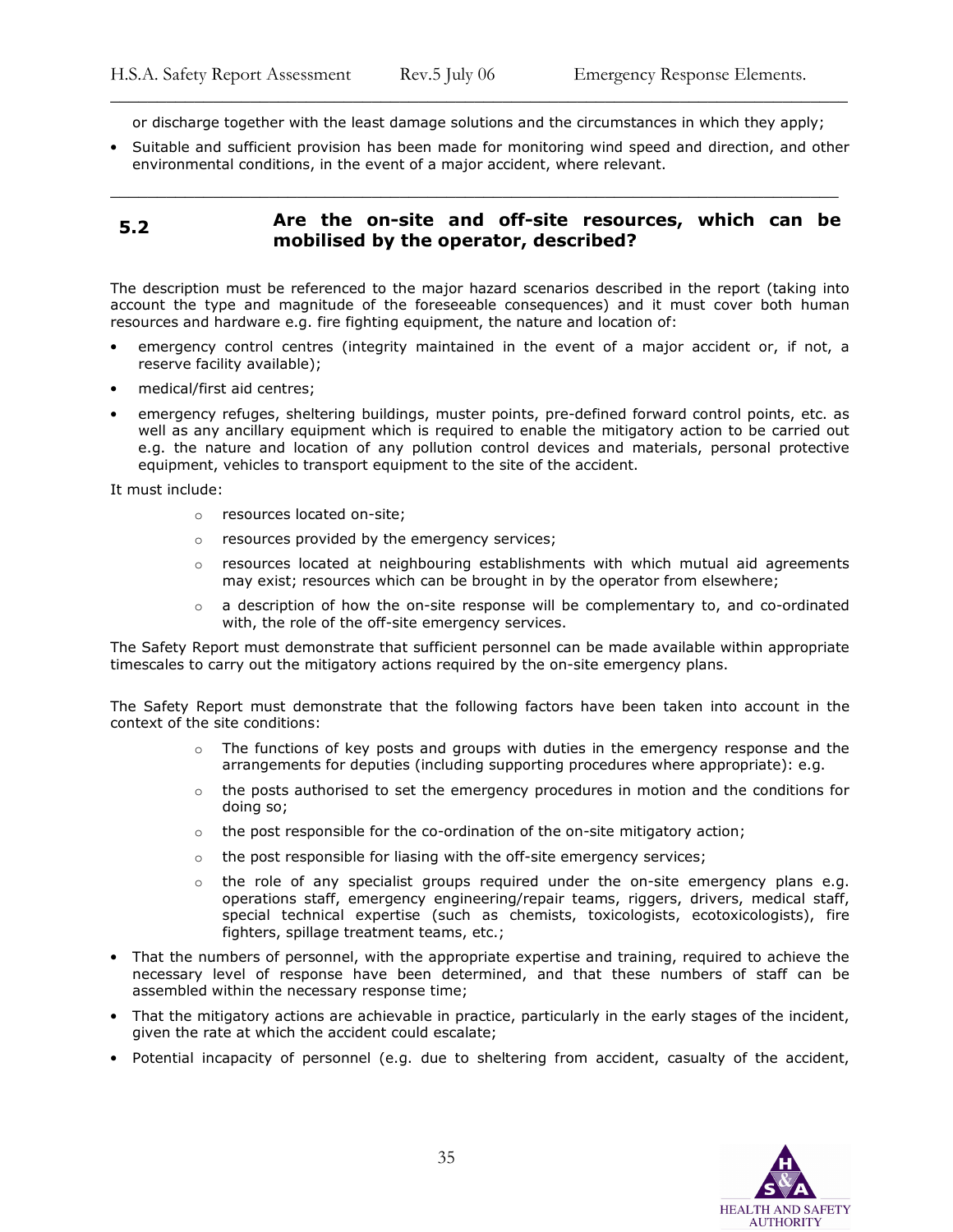or discharge together with the least damage solutions and the circumstances in which they apply;

- Suitable and sufficient provision has been made for monitoring wind speed and direction, and other environmental conditions, in the event of a major accident, where relevant.

---

## 5.2 Are the on-site and off-site resources, which can be mobilised by the operator, described?

The description must be referenced to the major hazard scenarios described in the report (taking into account the type and magnitude of the foreseeable consequences) and it must cover both human resources and hardware e.g. fire fighting equipment, the nature and location of:

- emergency control centres (integrity maintained in the event of a major accident or, if not, a reserve facility available);
- medical/first aid centres;
- emergency refuges, sheltering buildings, muster points, pre-defined forward control points, etc. as well as any ancillary equipment which is required to enable the mitigatory action to be carried out e.g. the nature and location of any pollution control devices and materials, personal protective equipment, vehicles to transport equipment to the site of the accident.

It must include:

- resources located on-site;
- resources provided by the emergency services;
- resources located at neighbouring establishments with which mutual aid agreements may exist; resources which can be brought in by the operator from elsewhere;
- a description of how the on-site response will be complementary to, and co-ordinated with, the role of the off-site emergency services.

The Safety Report must demonstrate that sufficient personnel can be made available within appropriate timescales to carry out the mitigatory actions required by the on-site emergency plans.

The Safety Report must demonstrate that the following factors have been taken into account in the context of the site conditions:

- The functions of key posts and groups with duties in the emergency response and the arrangements for deputies (including supporting procedures where appropriate): e.g.
- the posts authorised to set the emergency procedures in motion and the conditions for doing so;
- the post responsible for the co-ordination of the on-site mitigatory action;
- the post responsible for liasing with the off-site emergency services;
- the role of any specialist groups required under the on-site emergency plans e.g. operations staff, emergency engineering/repair teams, riggers, drivers, medical staff, special technical expertise (such as chemists, toxicologists, ecotoxicologists), fire fighters, spillage treatment teams, etc.;

- That the numbers of personnel, with the appropriate expertise and training, required to achieve the necessary level of response have been determined, and that these numbers of staff can be assembled within the necessary response time;
- That the mitigatory actions are achievable in practice, particularly in the early stages of the incident, given the rate at which the accident could escalate;
- Potential incapacity of personnel (e.g. due to sheltering from accident, casualty of the accident,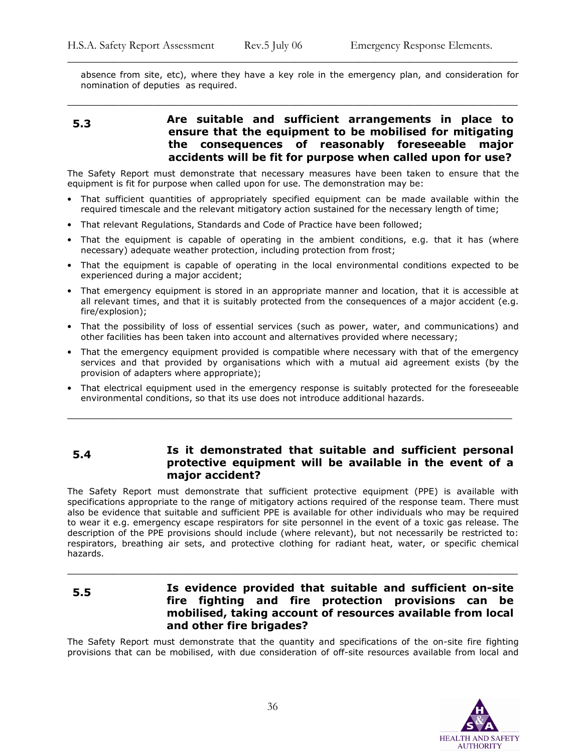absence from site, etc), where they have a key role in the emergency plan, and consideration for nomination of deputies as required.

---

### 5.3 Are suitable and sufficient arrangements in place to ensure that the equipment to be mobilised for mitigating the consequences of reasonably foreseeable major accidents will be fit for purpose when called upon for use?

The Safety Report must demonstrate that necessary measures have been taken to ensure that the equipment is fit for purpose when called upon for use. The demonstration may be:

- That sufficient quantities of appropriately specified equipment can be made available within the required timescale and the relevant mitigatory action sustained for the necessary length of time;
- That relevant Regulations, Standards and Code of Practice have been followed;
- That the equipment is capable of operating in the ambient conditions, e.g. that it has (where necessary) adequate weather protection, including protection from frost;
- That the equipment is capable of operating in the local environmental conditions expected to be experienced during a major accident;
- That emergency equipment is stored in an appropriate manner and location, that it is accessible at all relevant times, and that it is suitably protected from the consequences of a major accident (e.g. fire/explosion);
- That the possibility of loss of essential services (such as power, water, and communications) and other facilities has been taken into account and alternatives provided where necessary;
- That the emergency equipment provided is compatible where necessary with that of the emergency services and that provided by organisations which with a mutual aid agreement exists (by the provision of adapters where appropriate);
- That electrical equipment used in the emergency response is suitably protected for the foreseeable environmental conditions, so that its use does not introduce additional hazards.

---

### 5.4 Is it demonstrated that suitable and sufficient personal protective equipment will be available in the event of a major accident?

The Safety Report must demonstrate that sufficient protective equipment (PPE) is available with specifications appropriate to the range of mitigatory actions required of the response team. There must also be evidence that suitable and sufficient PPE is available for other individuals who may be required to wear it e.g. emergency escape respirators for site personnel in the event of a toxic gas release. The description of the PPE provisions should include (where relevant), but not necessarily be restricted to: respirators, breathing air sets, and protective clothing for radiant heat, water, or specific chemical hazards.

---

### 5.5 Is evidence provided that suitable and sufficient on-site fire fighting and fire protection provisions can be mobilised, taking account of resources available from local and other fire brigades?

The Safety Report must demonstrate that the quantity and specifications of the on-site fire fighting provisions that can be mobilised, with due consideration of off-site resources available from local and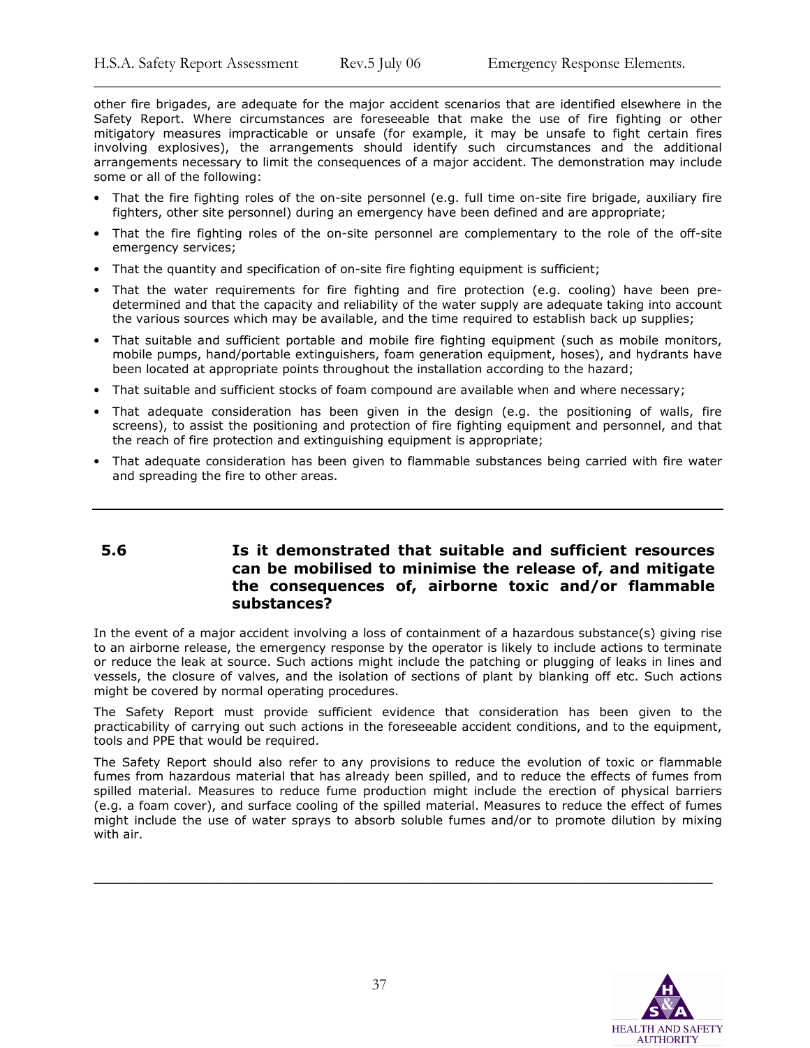other fire brigades, are adequate for the major accident scenarios that are identified elsewhere in the Safety Report. Where circumstances are foreseeable that make the use of fire fighting or other mitigatory measures impracticable or unsafe (for example, it may be unsafe to fight certain fires involving explosives), the arrangements should identify such circumstances and the additional arrangements necessary to limit the consequences of a major accident. The demonstration may include some or all of the following:

- That the fire fighting roles of the on-site personnel (e.g. full time on-site fire brigade, auxiliary fire fighters, other site personnel) during an emergency have been defined and are appropriate;
- That the fire fighting roles of the on-site personnel are complementary to the role of the off-site emergency services;
- That the quantity and specification of on-site fire fighting equipment is sufficient;
- That the water requirements for fire fighting and fire protection (e.g. cooling) have been pre-determined and that the capacity and reliability of the water supply are adequate taking into account the various sources which may be available, and the time required to establish back up supplies;
- That suitable and sufficient portable and mobile fire fighting equipment (such as mobile monitors, mobile pumps, hand/portable extinguishers, foam generation equipment, hoses), and hydrants have been located at appropriate points throughout the installation according to the hazard;
- That suitable and sufficient stocks of foam compound are available when and where necessary;
- That adequate consideration has been given in the design (e.g. the positioning of walls, fire screens), to assist the positioning and protection of fire fighting equipment and personnel, and that the reach of fire protection and extinguishing equipment is appropriate;
- That adequate consideration has been given to flammable substances being carried with fire water and spreading the fire to other areas.

## 5.6 Is it demonstrated that suitable and sufficient resources can be mobilised to minimise the release of, and mitigate the consequences of, airborne toxic and/or flammable substances?

In the event of a major accident involving a loss of containment of a hazardous substance(s) giving rise to an airborne release, the emergency response by the operator is likely to include actions to terminate or reduce the leak at source. Such actions might include the patching or plugging of leaks in lines and vessels, the closure of valves, and the isolation of sections of plant by blanking off etc. Such actions might be covered by normal operating procedures.

The Safety Report must provide sufficient evidence that consideration has been given to the practicability of carrying out such actions in the foreseeable accident conditions, and to the equipment, tools and PPE that would be required.

The Safety Report should also refer to any provisions to reduce the evolution of toxic or flammable fumes from hazardous material that has already been spilled, and to reduce the effects of fumes from spilled material. Measures to reduce fume production might include the erection of physical barriers (e.g. a foam cover), and surface cooling of the spilled material. Measures to reduce the effect of fumes might include the use of water sprays to absorb soluble fumes and/or to promote dilution by mixing with air.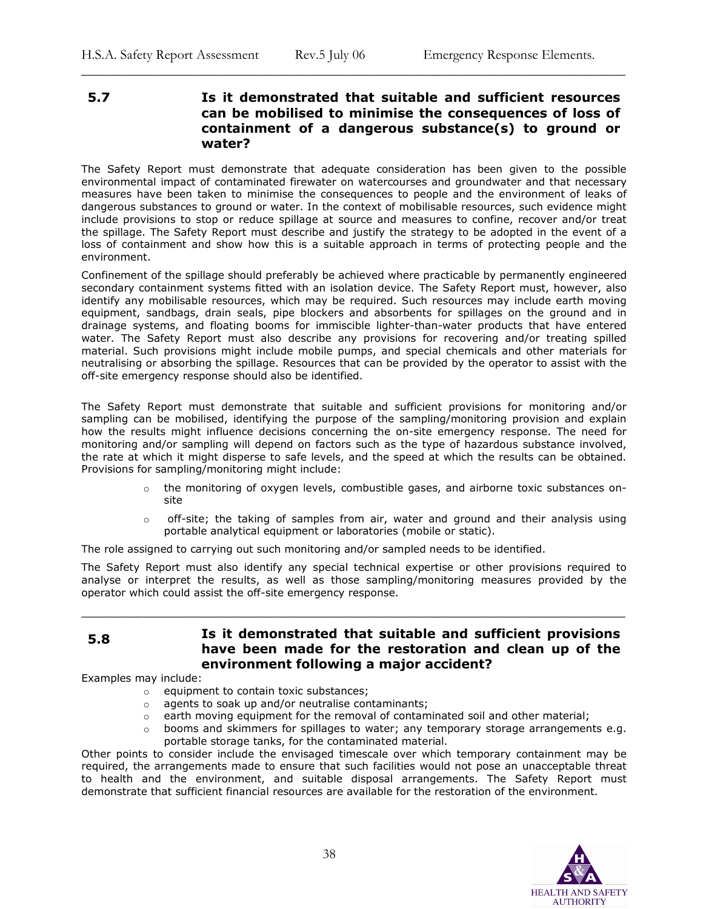## 5.7 Is it demonstrated that suitable and sufficient resources can be mobilised to minimise the consequences of loss of containment of a dangerous substance(s) to ground or water?

The Safety Report must demonstrate that adequate consideration has been given to the possible environmental impact of contaminated firewater on watercourses and groundwater and that necessary measures have been taken to minimise the consequences to people and the environment of leaks of dangerous substances to ground or water. In the context of mobilisable resources, such evidence might include provisions to stop or reduce spillage at source and measures to confine, recover and/or treat the spillage. The Safety Report must describe and justify the strategy to be adopted in the event of a loss of containment and show how this is a suitable approach in terms of protecting people and the environment.

Confinement of the spillage should preferably be achieved where practicable by permanently engineered secondary containment systems fitted with an isolation device. The Safety Report must, however, also identify any mobilisable resources, which may be required. Such resources may include earth moving equipment, sandbags, drain seals, pipe blockers and absorbents for spillages on the ground and in drainage systems, and floating booms for immiscible lighter-than-water products that have entered water. The Safety Report must also describe any provisions for recovering and/or treating spilled material. Such provisions might include mobile pumps, and special chemicals and other materials for neutralising or absorbing the spillage. Resources that can be provided by the operator to assist with the off-site emergency response should also be identified.

The Safety Report must demonstrate that suitable and sufficient provisions for monitoring and/or sampling can be mobilised, identifying the purpose of the sampling/monitoring provision and explain how the results might influence decisions concerning the on-site emergency response. The need for monitoring and/or sampling will depend on factors such as the type of hazardous substance involved, the rate at which it might disperse to safe levels, and the speed at which the results can be obtained. Provisions for sampling/monitoring might include:

- the monitoring of oxygen levels, combustible gases, and airborne toxic substances on-site
- off-site; the taking of samples from air, water and ground and their analysis using portable analytical equipment or laboratories (mobile or static).

The role assigned to carrying out such monitoring and/or sampled needs to be identified.

The Safety Report must also identify any special technical expertise or other provisions required to analyse or interpret the results, as well as those sampling/monitoring measures provided by the operator which could assist the off-site emergency response.

## 5.8 Is it demonstrated that suitable and sufficient provisions have been made for the restoration and clean up of the environment following a major accident?

Examples may include:

- equipment to contain toxic substances;
- agents to soak up and/or neutralise contaminants;
- earth moving equipment for the removal of contaminated soil and other material;
- booms and skimmers for spillages to water; any temporary storage arrangements e.g. portable storage tanks, for the contaminated material.

Other points to consider include the envisaged timescale over which temporary containment may be required, the arrangements made to ensure that such facilities would not pose an unacceptable threat to health and the environment, and suitable disposal arrangements. The Safety Report must demonstrate that sufficient financial resources are available for the restoration of the environment.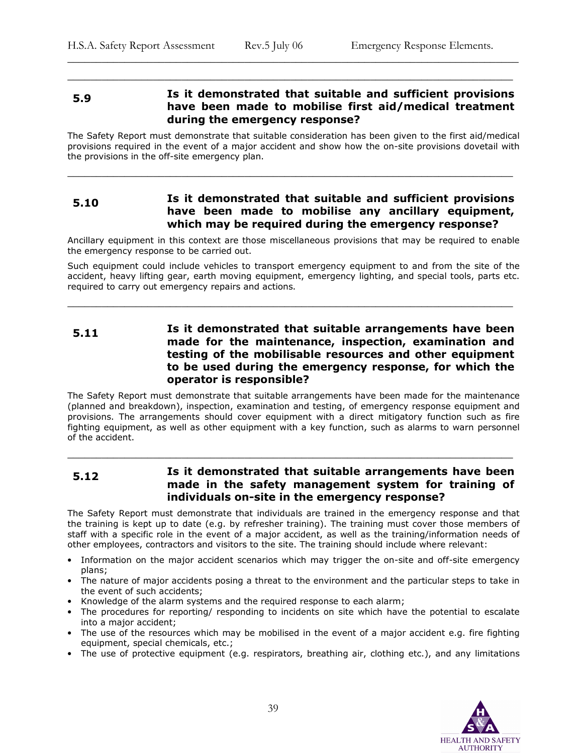### 5.9 Is it demonstrated that suitable and sufficient provisions have been made to mobilise first aid/medical treatment during the emergency response?

The Safety Report must demonstrate that suitable consideration has been given to the first aid/medical provisions required in the event of a major accident and show how the on-site provisions dovetail with the provisions in the off-site emergency plan.

---

### 5.10 Is it demonstrated that suitable and sufficient provisions have been made to mobilise any ancillary equipment, which may be required during the emergency response?

Ancillary equipment in this context are those miscellaneous provisions that may be required to enable the emergency response to be carried out.

Such equipment could include vehicles to transport emergency equipment to and from the site of the accident, heavy lifting gear, earth moving equipment, emergency lighting, and special tools, parts etc. required to carry out emergency repairs and actions.

---

### 5.11 Is it demonstrated that suitable arrangements have been made for the maintenance, inspection, examination and testing of the mobilisable resources and other equipment to be used during the emergency response, for which the operator is responsible?

The Safety Report must demonstrate that suitable arrangements have been made for the maintenance (planned and breakdown), inspection, examination and testing, of emergency response equipment and provisions. The arrangements should cover equipment with a direct mitigatory function such as fire fighting equipment, as well as other equipment with a key function, such as alarms to warn personnel of the accident.

---

### 5.12 Is it demonstrated that suitable arrangements have been made in the safety management system for training of individuals on-site in the emergency response?

The Safety Report must demonstrate that individuals are trained in the emergency response and that the training is kept up to date (e.g. by refresher training). The training must cover those members of staff with a specific role in the event of a major accident, as well as the training/information needs of other employees, contractors and visitors to the site. The training should include where relevant:

- Information on the major accident scenarios which may trigger the on-site and off-site emergency plans;
- The nature of major accidents posing a threat to the environment and the particular steps to take in the event of such accidents;
- Knowledge of the alarm systems and the required response to each alarm;
- The procedures for reporting/ responding to incidents on site which have the potential to escalate into a major accident;
- The use of the resources which may be mobilised in the event of a major accident e.g. fire fighting equipment, special chemicals, etc.;
- The use of protective equipment (e.g. respirators, breathing air, clothing etc.), and any limitations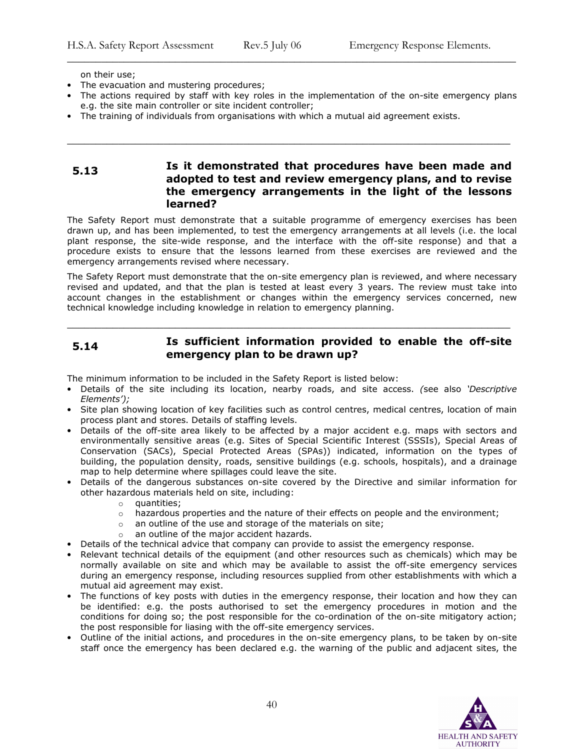on their use;

- The evacuation and mustering procedures;
- The actions required by staff with key roles in the implementation of the on-site emergency plans e.g. the site main controller or site incident controller;
- The training of individuals from organisations with which a mutual aid agreement exists.

---

## 5.13 Is it demonstrated that procedures have been made and adopted to test and review emergency plans, and to revise the emergency arrangements in the light of the lessons learned?

The Safety Report must demonstrate that a suitable programme of emergency exercises has been drawn up, and has been implemented, to test the emergency arrangements at all levels (i.e. the local plant response, the site-wide response, and the interface with the off-site response) and that a procedure exists to ensure that the lessons learned from these exercises are reviewed and the emergency arrangements revised where necessary.

The Safety Report must demonstrate that the on-site emergency plan is reviewed, and where necessary revised and updated, and that the plan is tested at least every 3 years. The review must take into account changes in the establishment or changes within the emergency services concerned, new technical knowledge including knowledge in relation to emergency planning.

---

## 5.14 Is sufficient information provided to enable the off-site emergency plan to be drawn up?

The minimum information to be included in the Safety Report is listed below:

- Details of the site including its location, nearby roads, and site access. *(see also 'Descriptive Elements');*
- Site plan showing location of key facilities such as control centres, medical centres, location of main process plant and stores. Details of staffing levels.
- Details of the off-site area likely to be affected by a major accident e.g. maps with sectors and environmentally sensitive areas (e.g. Sites of Special Scientific Interest (SSSIs), Special Areas of Conservation (SACs), Special Protected Areas (SPAs)) indicated, information on the types of building, the population density, roads, sensitive buildings (e.g. schools, hospitals), and a drainage map to help determine where spillages could leave the site.
- Details of the dangerous substances on-site covered by the Directive and similar information for other hazardous materials held on site, including:
  - quantities;
  - hazardous properties and the nature of their effects on people and the environment;
  - an outline of the use and storage of the materials on site;
  - an outline of the major accident hazards.
- Details of the technical advice that company can provide to assist the emergency response.
- Relevant technical details of the equipment (and other resources such as chemicals) which may be normally available on site and which may be available to assist the off-site emergency services during an emergency response, including resources supplied from other establishments with which a mutual aid agreement may exist.
- The functions of key posts with duties in the emergency response, their location and how they can be identified: e.g. the posts authorised to set the emergency procedures in motion and the conditions for doing so; the post responsible for the co-ordination of the on-site mitigatory action; the post responsible for liasing with the off-site emergency services.
- Outline of the initial actions, and procedures in the on-site emergency plans, to be taken by on-site staff once the emergency has been declared e.g. the warning of the public and adjacent sites, the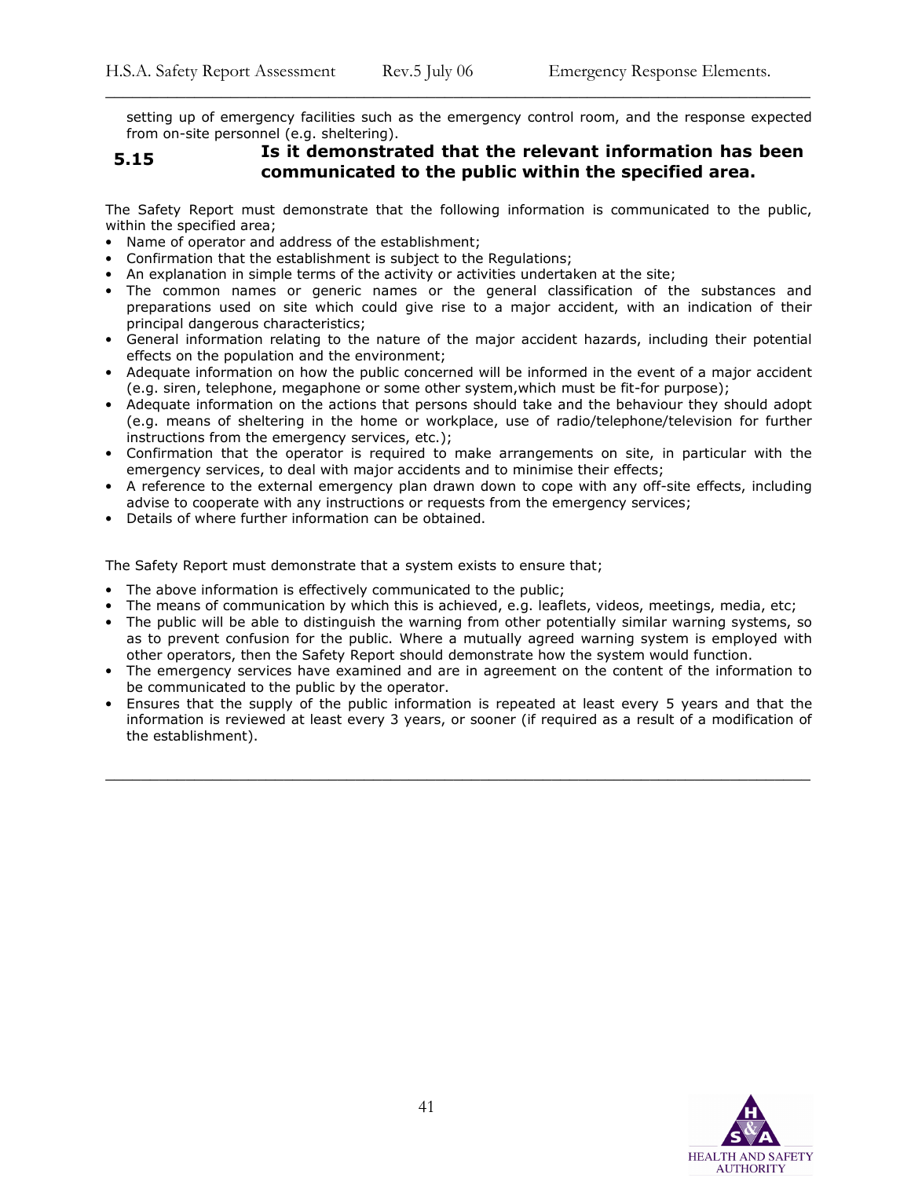setting up of emergency facilities such as the emergency control room, and the response expected from on-site personnel (e.g. sheltering).

### 5.15 Is it demonstrated that the relevant information has been communicated to the public within the specified area.

The Safety Report must demonstrate that the following information is communicated to the public, within the specified area;

- Name of operator and address of the establishment;
- Confirmation that the establishment is subject to the Regulations;
- An explanation in simple terms of the activity or activities undertaken at the site;
- The common names or generic names or the general classification of the substances and preparations used on site which could give rise to a major accident, with an indication of their principal dangerous characteristics;
- General information relating to the nature of the major accident hazards, including their potential effects on the population and the environment;
- Adequate information on how the public concerned will be informed in the event of a major accident (e.g. siren, telephone, megaphone or some other system,which must be fit-for purpose);
- Adequate information on the actions that persons should take and the behaviour they should adopt (e.g. means of sheltering in the home or workplace, use of radio/telephone/television for further instructions from the emergency services, etc.);
- Confirmation that the operator is required to make arrangements on site, in particular with the emergency services, to deal with major accidents and to minimise their effects;
- A reference to the external emergency plan drawn down to cope with any off-site effects, including advise to cooperate with any instructions or requests from the emergency services;
- Details of where further information can be obtained.

The Safety Report must demonstrate that a system exists to ensure that;

- The above information is effectively communicated to the public;
- The means of communication by which this is achieved, e.g. leaflets, videos, meetings, media, etc;
- The public will be able to distinguish the warning from other potentially similar warning systems, so as to prevent confusion for the public. Where a mutually agreed warning system is employed with other operators, then the Safety Report should demonstrate how the system would function.
- The emergency services have examined and are in agreement on the content of the information to be communicated to the public by the operator.
- Ensures that the supply of the public information is repeated at least every 5 years and that the information is reviewed at least every 3 years, or sooner (if required as a result of a modification of the establishment).